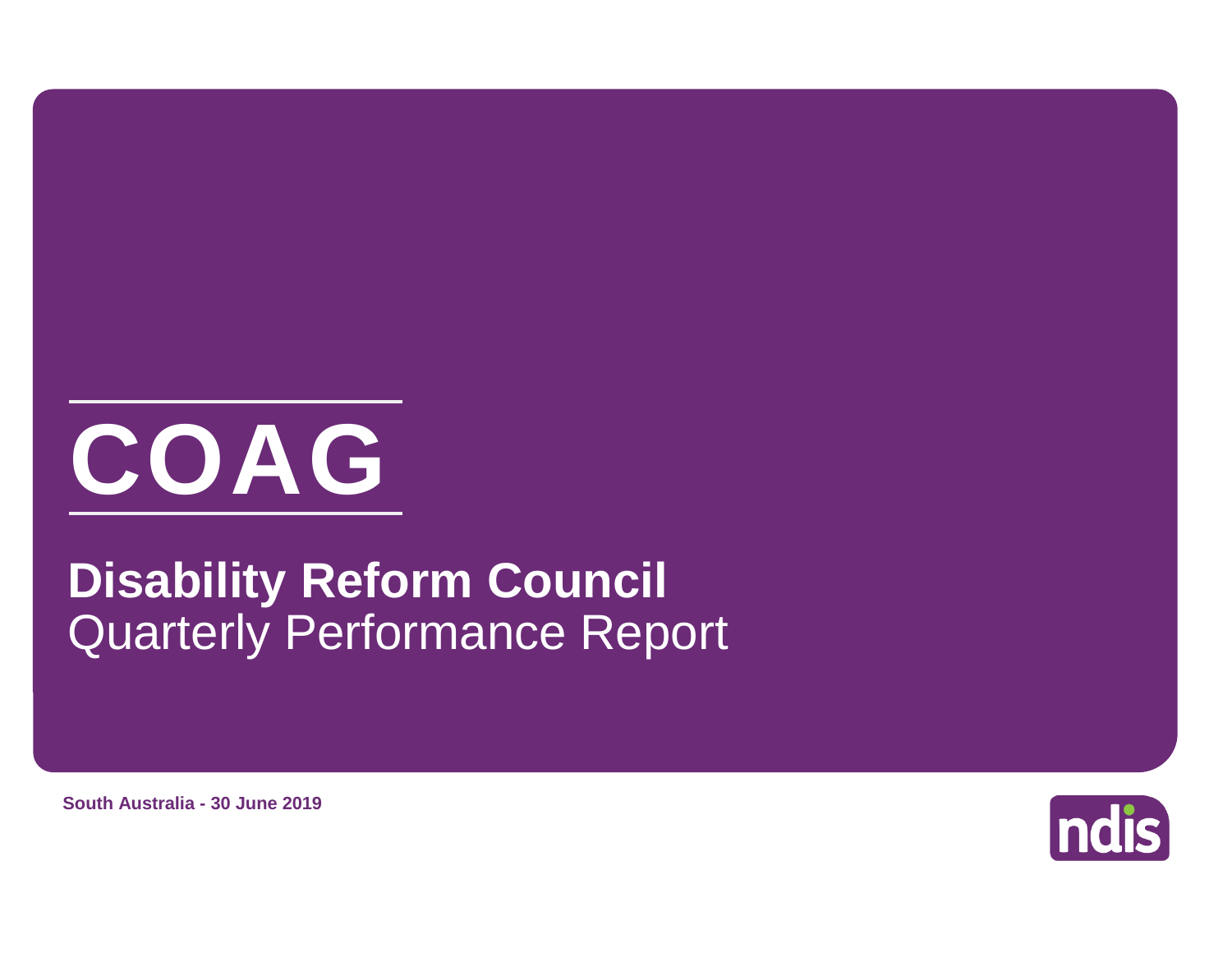# COAG

## Disability Reform Council

Quarterly Performance Report

**South Australia - 30 June 2019**

ndis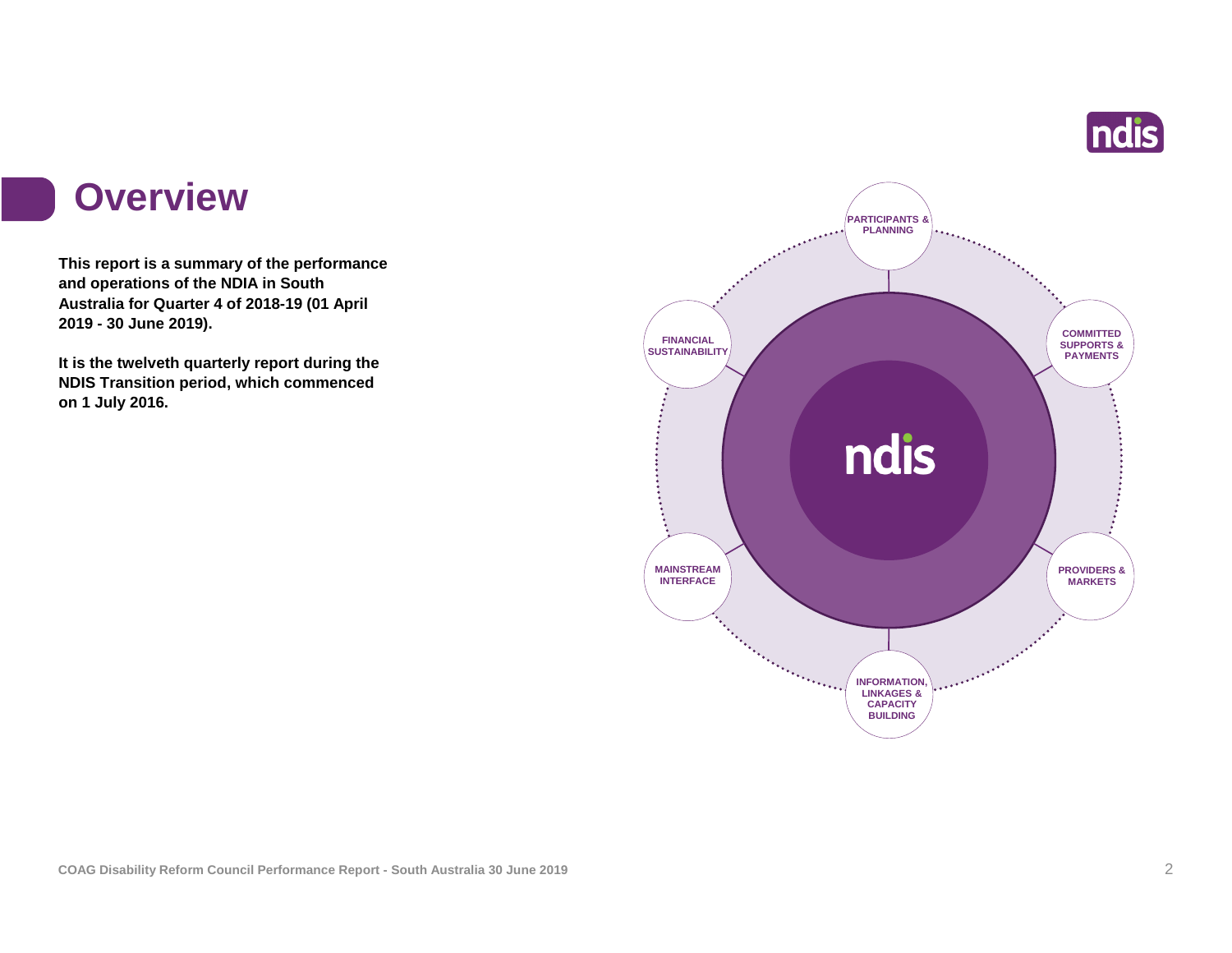# Overview

**This report is a summary of the performance and operations of the NDIA in South Australia for Quarter 4 of 2018-19 (01 April 2019 - 30 June 2019).**

**It is the twelveth quarterly report during the NDIS Transition period, which commenced on 1 July 2016.**

- PARTICIPANTS & PLANNING
- COMMITTED SUPPORTS & PAYMENTS
- PROVIDERS & MARKETS
- INFORMATION, LINKAGES & CAPACITY BUILDING
- MAINSTREAM INTERFACE
- FINANCIAL SUSTAINABILITY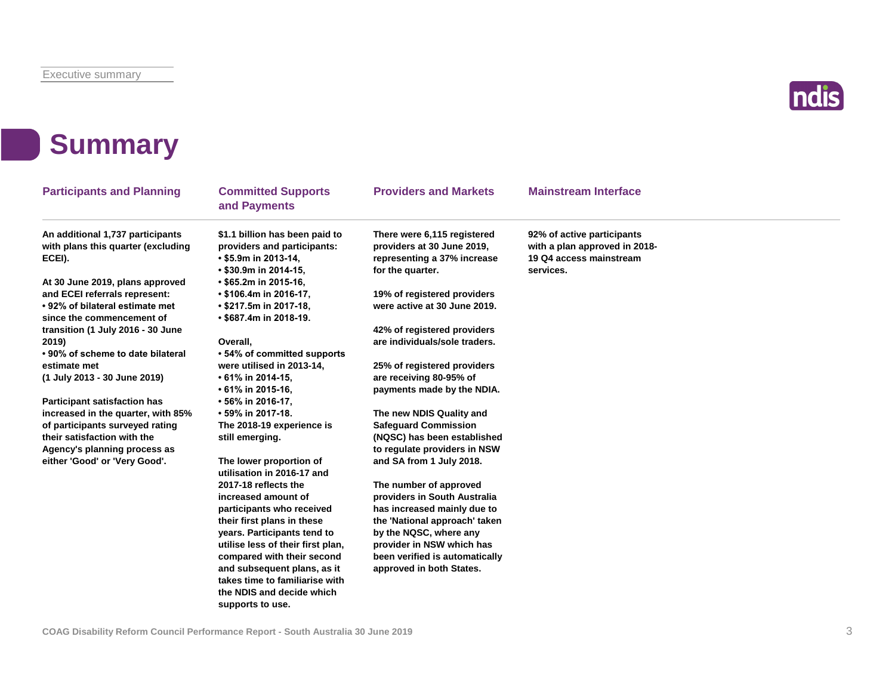# Summary

## Participants and Planning

**An additional 1,737 participants with plans this quarter (excluding ECEI).**

**At 30 June 2019, plans approved and ECEI referrals represent:**
- **92% of bilateral estimate met since the commencement of transition (1 July 2016 - 30 June 2019)**
- **90% of scheme to date bilateral estimate met (1 July 2013 - 30 June 2019)**

**Participant satisfaction has increased in the quarter, with 85% of participants surveyed rating their satisfaction with the Agency's planning process as either 'Good' or 'Very Good'.**

## Committed Supports and Payments

**$1.1 billion has been paid to providers and participants:**
- **$5.9m in 2013-14,**
- **$30.9m in 2014-15,**
- **$65.2m in 2015-16,**
- **$106.4m in 2016-17,**
- **$217.5m in 2017-18,**
- **$687.4m in 2018-19.**

**Overall,**
- **54% of committed supports were utilised in 2013-14,**
- **61% in 2014-15,**
- **61% in 2015-16,**
- **56% in 2016-17,**
- **59% in 2017-18.**

**The 2018-19 experience is still emerging.**

**The lower proportion of utilisation in 2016-17 and 2017-18 reflects the increased amount of participants who received their first plans in these years. Participants tend to utilise less of their first plan, compared with their second and subsequent plans, as it takes time to familiarise with the NDIS and decide which supports to use.**

## Providers and Markets

**There were 6,115 registered providers at 30 June 2019, representing a 37% increase for the quarter.**

**19% of registered providers were active at 30 June 2019.**

**42% of registered providers are individuals/sole traders.**

**25% of registered providers are receiving 80-95% of payments made by the NDIA.**

**The new NDIS Quality and Safeguard Commission (NQSC) has been established to regulate providers in NSW and SA from 1 July 2018.**

**The number of approved providers in South Australia has increased mainly due to the 'National approach' taken by the NQSC, where any provider in NSW which has been verified is automatically approved in both States.**

## Mainstream Interface

**92% of active participants with a plan approved in 2018-19 Q4 access mainstream services.**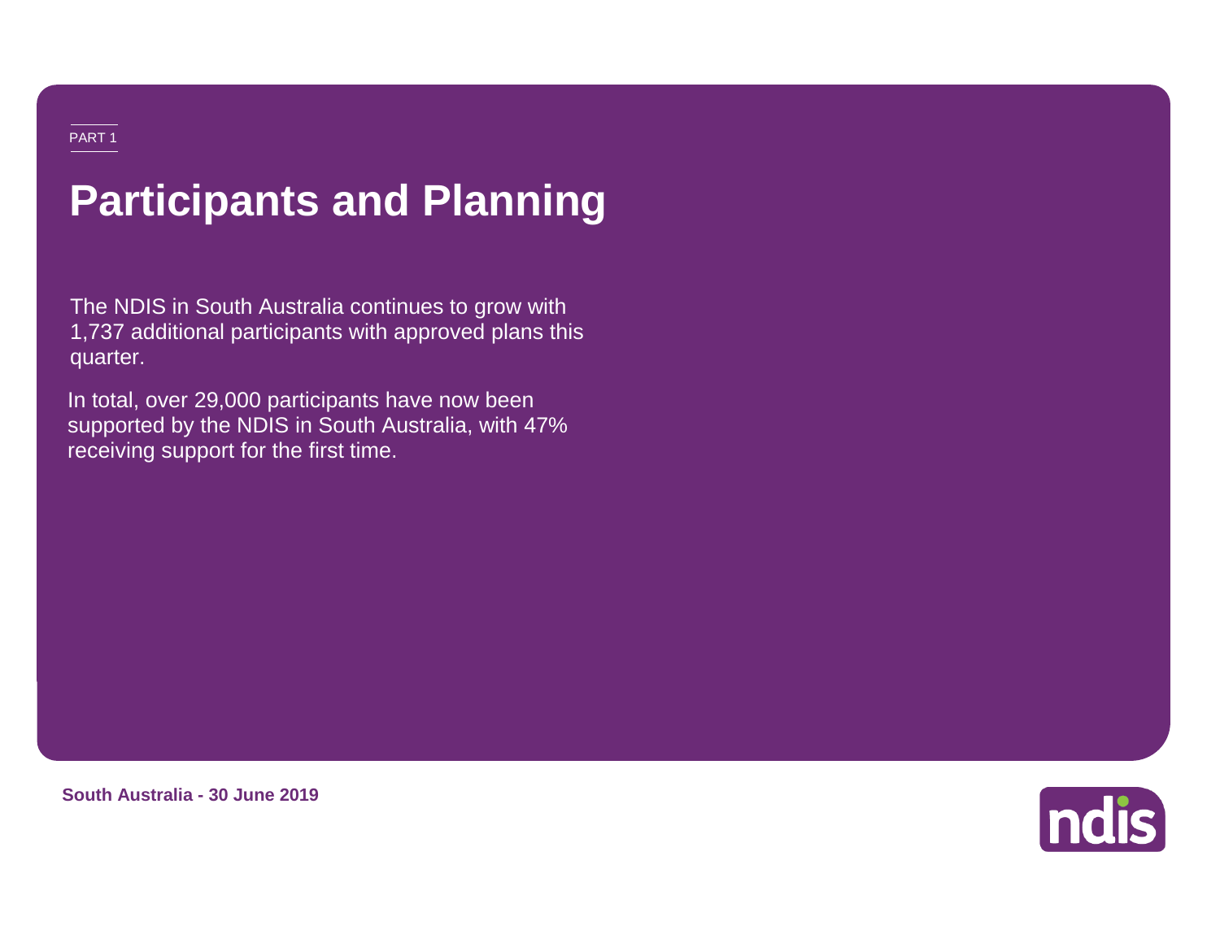PART 1

# Participants and Planning

The NDIS in South Australia continues to grow with 1,737 additional participants with approved plans this quarter.

In total, over 29,000 participants have now been supported by the NDIS in South Australia, with 47% receiving support for the first time.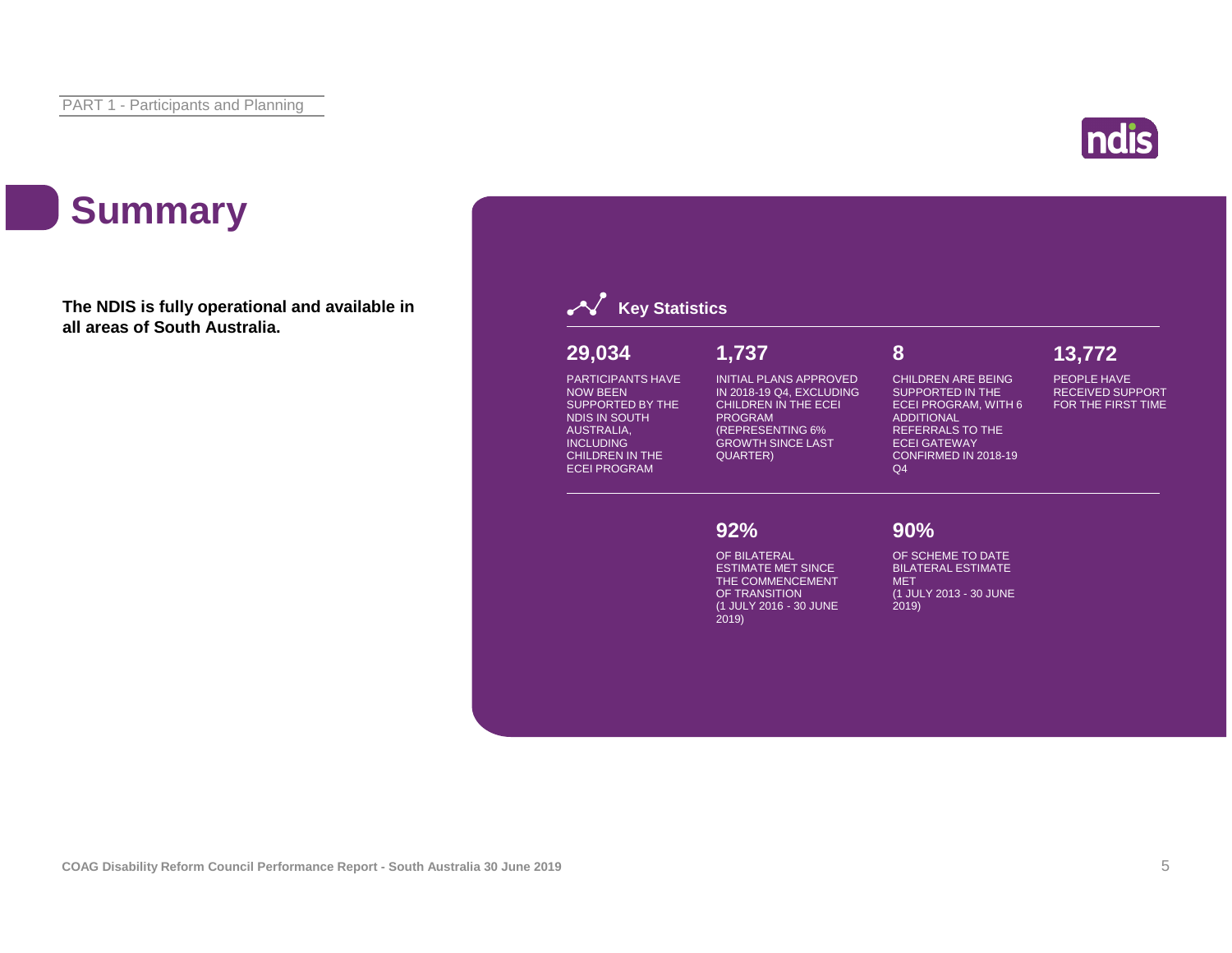# Summary

**The NDIS is fully operational and available in all areas of South Australia.**

## Key Statistics

**29,034**

PARTICIPANTS HAVE NOW BEEN SUPPORTED BY THE NDIS IN SOUTH AUSTRALIA, INCLUDING CHILDREN IN THE ECEI PROGRAM

**1,737**

INITIAL PLANS APPROVED IN 2018-19 Q4, EXCLUDING CHILDREN IN THE ECEI PROGRAM (REPRESENTING 6% GROWTH SINCE LAST QUARTER)

**8**

CHILDREN ARE BEING SUPPORTED IN THE ECEI PROGRAM, WITH 6 ADDITIONAL REFERRALS TO THE ECEI GATEWAY CONFIRMED IN 2018-19 Q4

**13,772**

PEOPLE HAVE RECEIVED SUPPORT FOR THE FIRST TIME

**92%**

OF BILATERAL ESTIMATE MET SINCE THE COMMENCEMENT OF TRANSITION (1 JULY 2016 - 30 JUNE 2019)

**90%**

OF SCHEME TO DATE BILATERAL ESTIMATE MET (1 JULY 2013 - 30 JUNE 2019)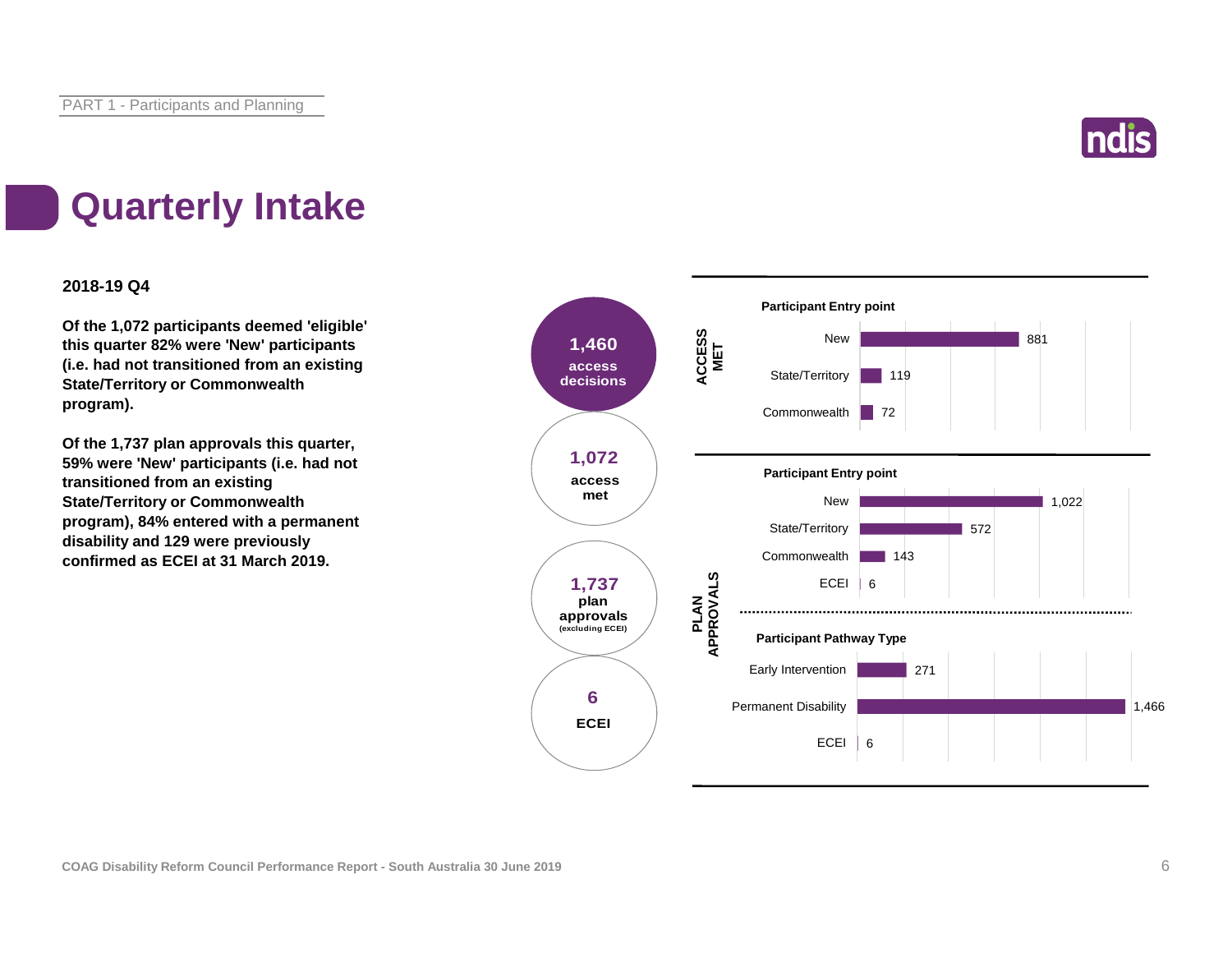# Quarterly Intake

**2018-19 Q4**

**Of the 1,072 participants deemed 'eligible' this quarter 82% were 'New' participants (i.e. had not transitioned from an existing State/Territory or Commonwealth program).**

**Of the 1,737 plan approvals this quarter, 59% were 'New' participants (i.e. had not transitioned from an existing State/Territory or Commonwealth program), 84% entered with a permanent disability and 129 were previously confirmed as ECEI at 31 March 2019.**

| Measure | Count |
|---|---|
| access decisions | 1,460 |
| access met | 1,072 |
| plan approvals (excluding ECEI) | 1,737 |
| ECEI | 6 |

**ACCESS MET**

**Participant Entry point**

| Entry point | Count |
|---|---|
| New | 881 |
| State/Territory | 119 |
| Commonwealth | 72 |

**PLAN APPROVALS**

**Participant Entry point**

| Entry point | Count |
|---|---|
| New | 1,022 |
| State/Territory | 572 |
| Commonwealth | 143 |
| ECEI | 6 |

**Participant Pathway Type**

| Pathway Type | Count |
|---|---|
| Early Intervention | 271 |
| Permanent Disability | 1,466 |
| ECEI | 6 |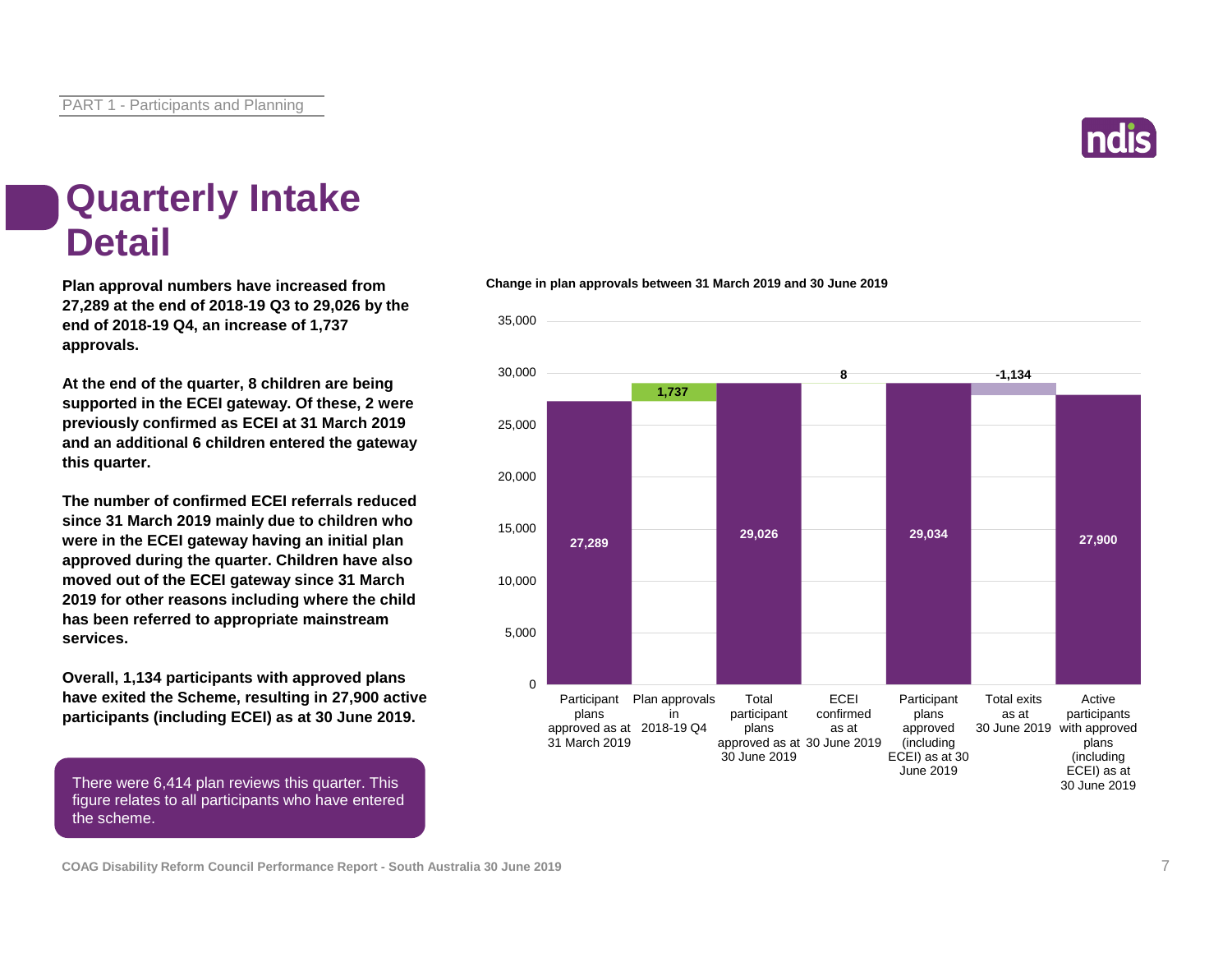# Quarterly Intake Detail

**Plan approval numbers have increased from 27,289 at the end of 2018-19 Q3 to 29,026 by the end of 2018-19 Q4, an increase of 1,737 approvals.**

**At the end of the quarter, 8 children are being supported in the ECEI gateway. Of these, 2 were previously confirmed as ECEI at 31 March 2019 and an additional 6 children entered the gateway this quarter.**

**The number of confirmed ECEI referrals reduced since 31 March 2019 mainly due to children who were in the ECEI gateway having an initial plan approved during the quarter. Children have also moved out of the ECEI gateway since 31 March 2019 for other reasons including where the child has been referred to appropriate mainstream services.**

**Overall, 1,134 participants with approved plans have exited the Scheme, resulting in 27,900 active participants (including ECEI) as at 30 June 2019.**

There were 6,414 plan reviews this quarter. This figure relates to all participants who have entered the scheme.

**Change in plan approvals between 31 March 2019 and 30 June 2019**

| Category | Value |
|---|---|
| Participant plans approved as at 31 March 2019 | 27,289 |
| Plan approvals in 2018-19 Q4 | 1,737 |
| Total participant plans approved as at 30 June 2019 | 29,026 |
| ECEI confirmed as at 30 June 2019 | 8 |
| Participant plans approved (including ECEI) as at 30 June 2019 | 29,034 |
| Total exits as at 30 June 2019 | -1,134 |
| Active participants with approved plans (including ECEI) as at 30 June 2019 | 27,900 |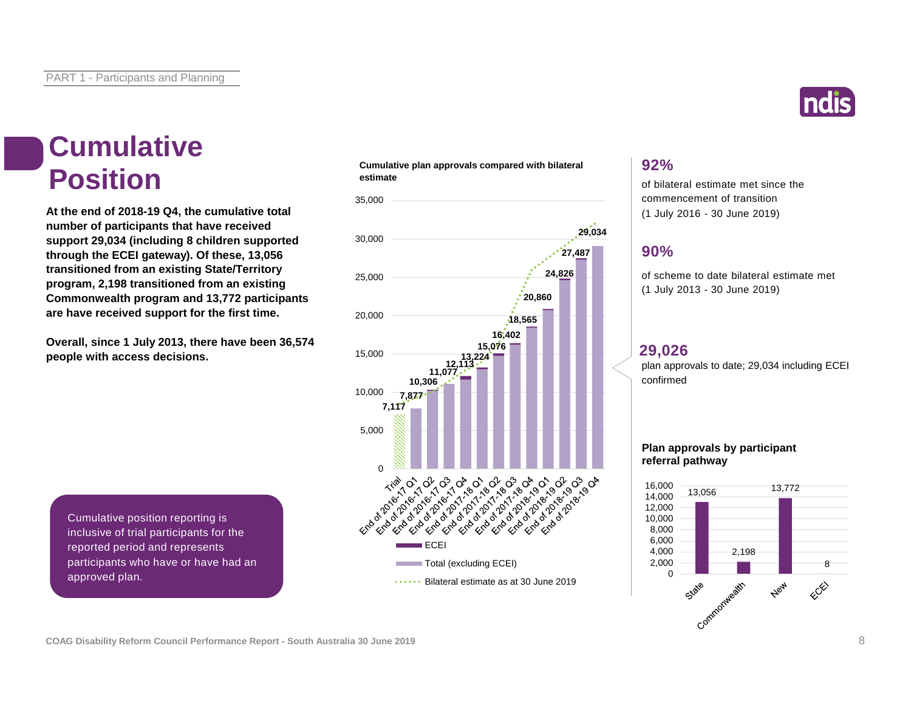# Cumulative Position

**At the end of 2018-19 Q4, the cumulative total number of participants that have received support 29,034 (including 8 children supported through the ECEI gateway). Of these, 13,056 transitioned from an existing State/Territory program, 2,198 transitioned from an existing Commonwealth program and 13,772 participants are have received support for the first time.**

**Overall, since 1 July 2013, there have been 36,574 people with access decisions.**

Cumulative position reporting is inclusive of trial participants for the reported period and represents participants who have or have had an approved plan.

**Cumulative plan approvals compared with bilateral estimate**

| Period | Cumulative plan approvals |
|---|---|
| Trial | 7,117 |
| End of 2016-17 Q1 | 7,877 |
| End of 2016-17 Q2 | 10,306 |
| End of 2016-17 Q3 | 11,077 |
| End of 2016-17 Q4 | 12,113 |
| End of 2017-18 Q1 | 13,224 |
| End of 2017-18 Q2 | 15,076 |
| End of 2017-18 Q3 | 16,402 |
| End of 2017-18 Q4 | 18,565 |
| End of 2018-19 Q1 | 20,860 |
| End of 2018-19 Q2 | 24,826 |
| End of 2018-19 Q3 | 27,487 |
| End of 2018-19 Q4 | 29,034 |

Legend: ECEI; Total (excluding ECEI); Bilateral estimate as at 30 June 2019

## 92%

of bilateral estimate met since the commencement of transition (1 July 2016 - 30 June 2019)

## 90%

of scheme to date bilateral estimate met (1 July 2013 - 30 June 2019)

## 29,026

plan approvals to date; 29,034 including ECEI confirmed

**Plan approvals by participant referral pathway**

| Pathway | Plan approvals |
|---|---|
| State | 13,056 |
| Commonwealth | 2,198 |
| New | 13,772 |
| ECEI | 8 |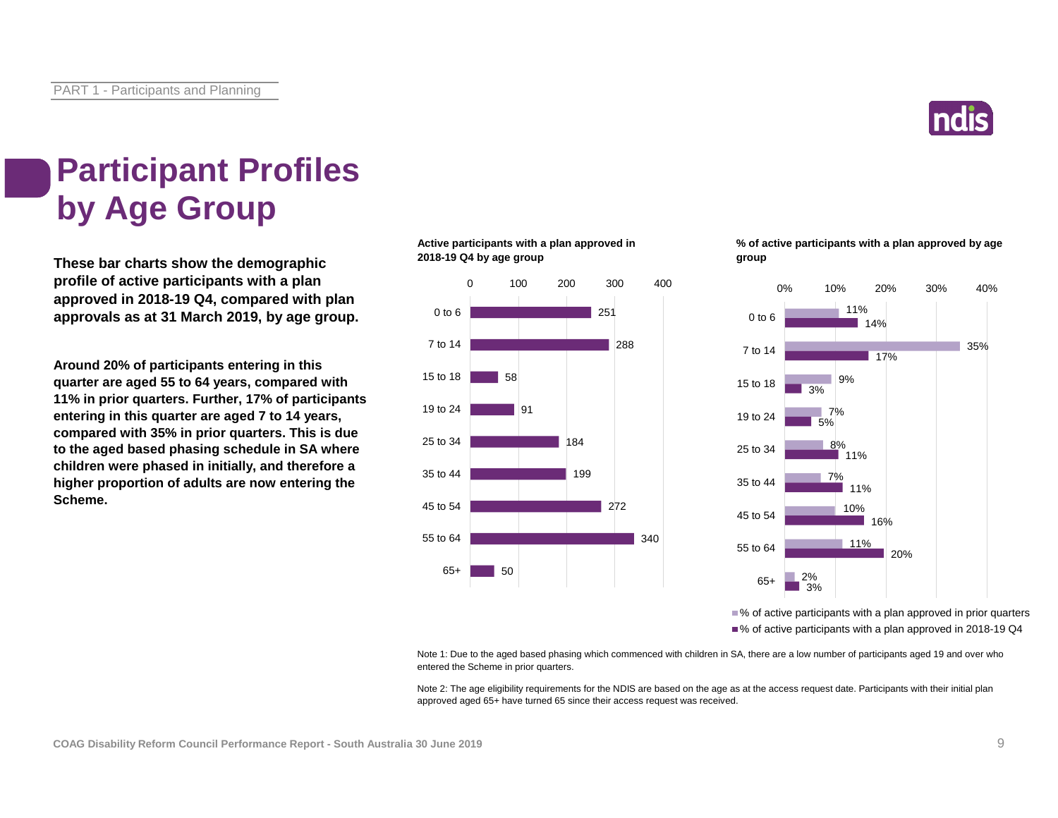# Participant Profiles by Age Group

**These bar charts show the demographic profile of active participants with a plan approved in 2018-19 Q4, compared with plan approvals as at 31 March 2019, by age group.**

**Around 20% of participants entering in this quarter are aged 55 to 64 years, compared with 11% in prior quarters. Further, 17% of participants entering in this quarter are aged 7 to 14 years, compared with 35% in prior quarters. This is due to the aged based phasing schedule in SA where children were phased in initially, and therefore a higher proportion of adults are now entering the Scheme.**

**Active participants with a plan approved in 2018-19 Q4 by age group**

| Age group | Active participants |
| --- | --- |
| 0 to 6 | 251 |
| 7 to 14 | 288 |
| 15 to 18 | 58 |
| 19 to 24 | 91 |
| 25 to 34 | 184 |
| 35 to 44 | 199 |
| 45 to 54 | 272 |
| 55 to 64 | 340 |
| 65+ | 50 |

**% of active participants with a plan approved by age group**

| Age group | % of active participants with a plan approved in prior quarters | % of active participants with a plan approved in 2018-19 Q4 |
| --- | --- | --- |
| 0 to 6 | 11% | 14% |
| 7 to 14 | 35% | 17% |
| 15 to 18 | 9% | 3% |
| 19 to 24 | 7% | 5% |
| 25 to 34 | 8% | 11% |
| 35 to 44 | 7% | 11% |
| 45 to 54 | 10% | 16% |
| 55 to 64 | 11% | 20% |
| 65+ | 2% | 3% |

Note 1: Due to the aged based phasing which commenced with children in SA, there are a low number of participants aged 19 and over who entered the Scheme in prior quarters.

Note 2: The age eligibility requirements for the NDIS are based on the age as at the access request date. Participants with their initial plan approved aged 65+ have turned 65 since their access request was received.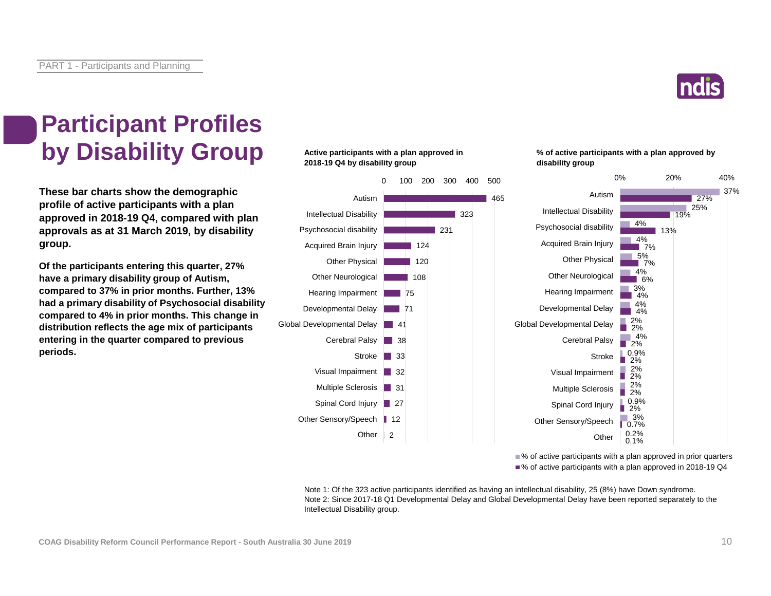# Participant Profiles by Disability Group

**These bar charts show the demographic profile of active participants with a plan approved in 2018-19 Q4, compared with plan approvals as at 31 March 2019, by disability group.**

**Of the participants entering this quarter, 27% have a primary disability group of Autism, compared to 37% in prior months. Further, 13% had a primary disability of Psychosocial disability compared to 4% in prior months. This change in distribution reflects the age mix of participants entering in the quarter compared to previous periods.**

**Active participants with a plan approved in 2018-19 Q4 by disability group**

| Disability group | Active participants |
|---|---|
| Autism | 465 |
| Intellectual Disability | 323 |
| Psychosocial disability | 231 |
| Acquired Brain Injury | 124 |
| Other Physical | 120 |
| Other Neurological | 108 |
| Hearing Impairment | 75 |
| Developmental Delay | 71 |
| Global Developmental Delay | 41 |
| Cerebral Palsy | 38 |
| Stroke | 33 |
| Visual Impairment | 32 |
| Multiple Sclerosis | 31 |
| Spinal Cord Injury | 27 |
| Other Sensory/Speech | 12 |
| Other | 2 |

**% of active participants with a plan approved by disability group**

| Disability group | % of active participants with a plan approved in prior quarters | % of active participants with a plan approved in 2018-19 Q4 |
|---|---|---|
| Autism | 37% | 27% |
| Intellectual Disability | 25% | 19% |
| Psychosocial disability | 4% | 13% |
| Acquired Brain Injury | 4% | 7% |
| Other Physical | 5% | 7% |
| Other Neurological | 4% | 6% |
| Hearing Impairment | 3% | 4% |
| Developmental Delay | 4% | 4% |
| Global Developmental Delay | 2% | 2% |
| Cerebral Palsy | 4% | 2% |
| Stroke | 0.9% | 2% |
| Visual Impairment | 2% | 2% |
| Multiple Sclerosis | 2% | 2% |
| Spinal Cord Injury | 0.9% | 2% |
| Other Sensory/Speech | 3% | 0.7% |
| Other | 0.2% | 0.1% |

Note 1: Of the 323 active participants identified as having an intellectual disability, 25 (8%) have Down syndrome.
Note 2: Since 2017-18 Q1 Developmental Delay and Global Developmental Delay have been reported separately to the Intellectual Disability group.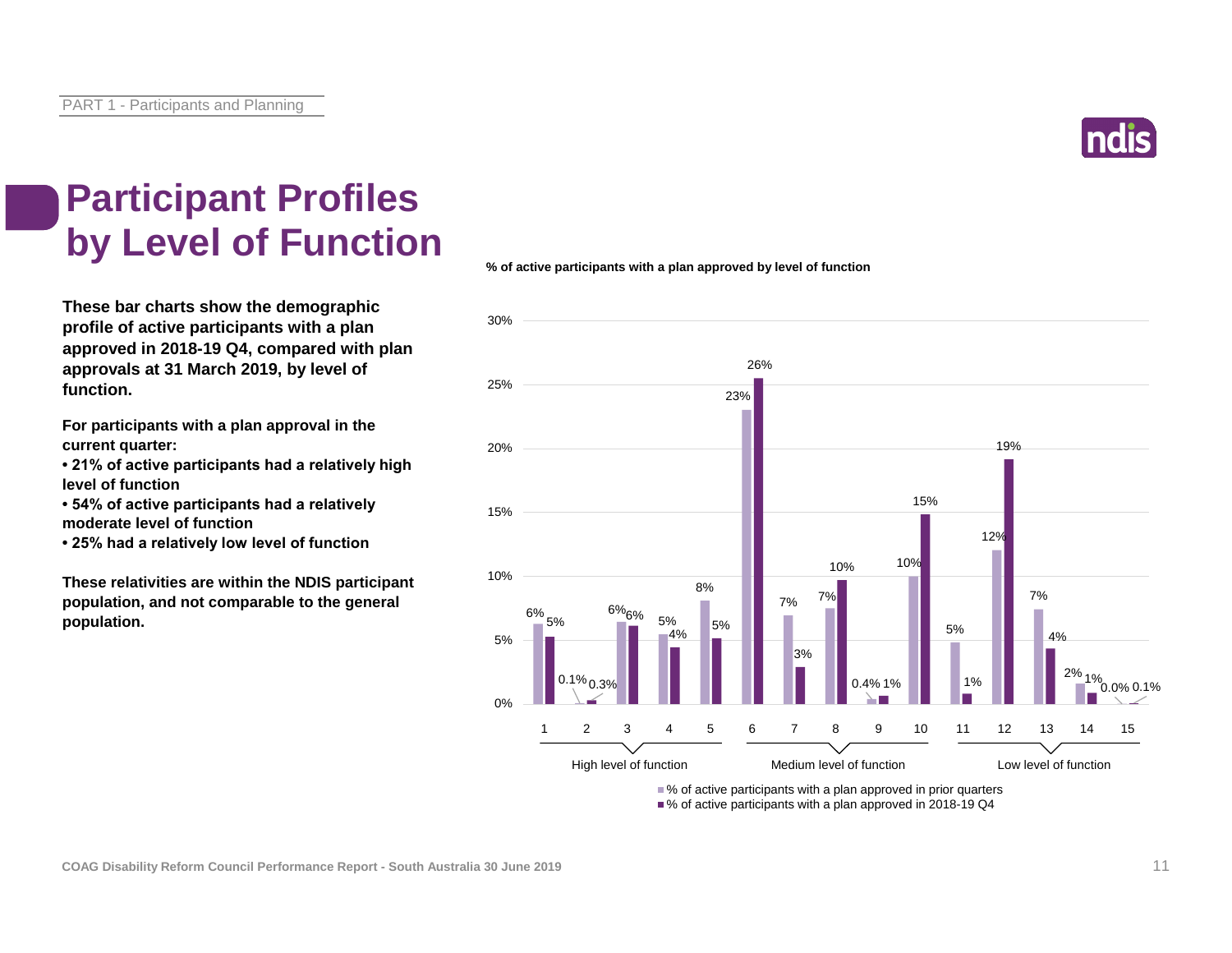# Participant Profiles by Level of Function

**These bar charts show the demographic profile of active participants with a plan approved in 2018-19 Q4, compared with plan approvals at 31 March 2019, by level of function.**

**For participants with a plan approval in the current quarter:**

- **21% of active participants had a relatively high level of function**
- **54% of active participants had a relatively moderate level of function**
- **25% had a relatively low level of function**

**These relativities are within the NDIS participant population, and not comparable to the general population.**

**% of active participants with a plan approved by level of function**

| Level of function | Group | % of active participants with a plan approved in prior quarters | % of active participants with a plan approved in 2018-19 Q4 |
|---|---|---|---|
| 1 | High level of function | 6% | 5% |
| 2 | High level of function | 0.1% | 0.3% |
| 3 | High level of function | 6% | 6% |
| 4 | High level of function | 5% | 4% |
| 5 | High level of function | 8% | 5% |
| 6 | Medium level of function | 23% | 26% |
| 7 | Medium level of function | 7% | 3% |
| 8 | Medium level of function | 7% | 10% |
| 9 | Medium level of function | 0.4% | 1% |
| 10 | Medium level of function | 10% | 15% |
| 11 | Low level of function | 5% | 1% |
| 12 | Low level of function | 12% | 19% |
| 13 | Low level of function | 7% | 4% |
| 14 | Low level of function | 2% | 1% |
| 15 | Low level of function | 0.0% | 0.1% |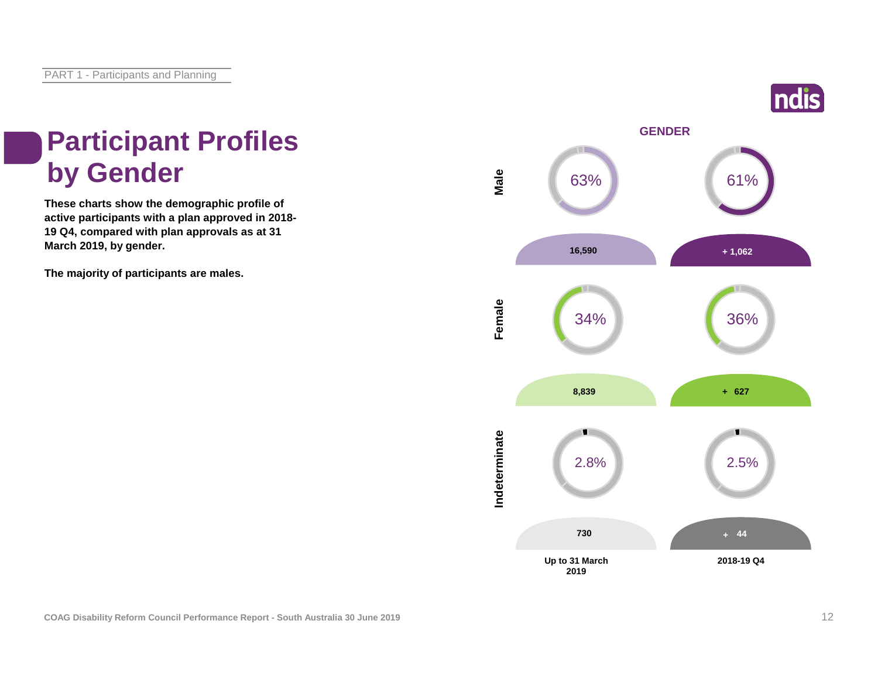# Participant Profiles by Gender

**These charts show the demographic profile of active participants with a plan approved in 2018-19 Q4, compared with plan approvals as at 31 March 2019, by gender.**

**The majority of participants are males.**

**GENDER**

| | Up to 31 March 2019 | | 2018-19 Q4 | |
|---|---|---|---|---|
| | % | Number | % | Number |
| Male | 63% | 16,590 | 61% | + 1,062 |
| Female | 34% | 8,839 | 36% | + 627 |
| Indeterminate | 2.8% | 730 | 2.5% | + 44 |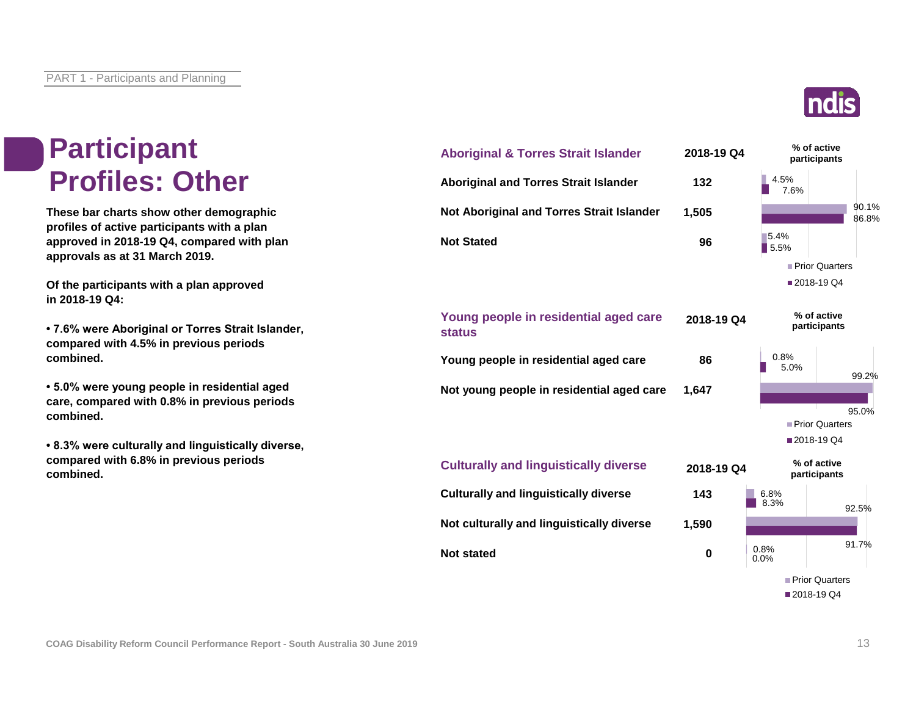# Participant Profiles: Other

**These bar charts show other demographic profiles of active participants with a plan approved in 2018-19 Q4, compared with plan approvals as at 31 March 2019.**

**Of the participants with a plan approved in 2018-19 Q4:**

- **7.6% were Aboriginal or Torres Strait Islander, compared with 4.5% in previous periods combined.**
- **5.0% were young people in residential aged care, compared with 0.8% in previous periods combined.**
- **8.3% were culturally and linguistically diverse, compared with 6.8% in previous periods combined.**

| Aboriginal & Torres Strait Islander | 2018-19 Q4 | % of active participants – Prior Quarters | % of active participants – 2018-19 Q4 |
|---|---|---|---|
| Aboriginal and Torres Strait Islander | 132 | 4.5% | 7.6% |
| Not Aboriginal and Torres Strait Islander | 1,505 | 90.1% | 86.8% |
| Not Stated | 96 | 5.4% | 5.5% |

| Young people in residential aged care status | 2018-19 Q4 | % of active participants – Prior Quarters | % of active participants – 2018-19 Q4 |
|---|---|---|---|
| Young people in residential aged care | 86 | 0.8% | 5.0% |
| Not young people in residential aged care | 1,647 | 99.2% | 95.0% |

| Culturally and linguistically diverse | 2018-19 Q4 | % of active participants – Prior Quarters | % of active participants – 2018-19 Q4 |
|---|---|---|---|
| Culturally and linguistically diverse | 143 | 6.8% | 8.3% |
| Not culturally and linguistically diverse | 1,590 | 92.5% | 91.7% |
| Not stated | 0 | 0.8% | 0.0% |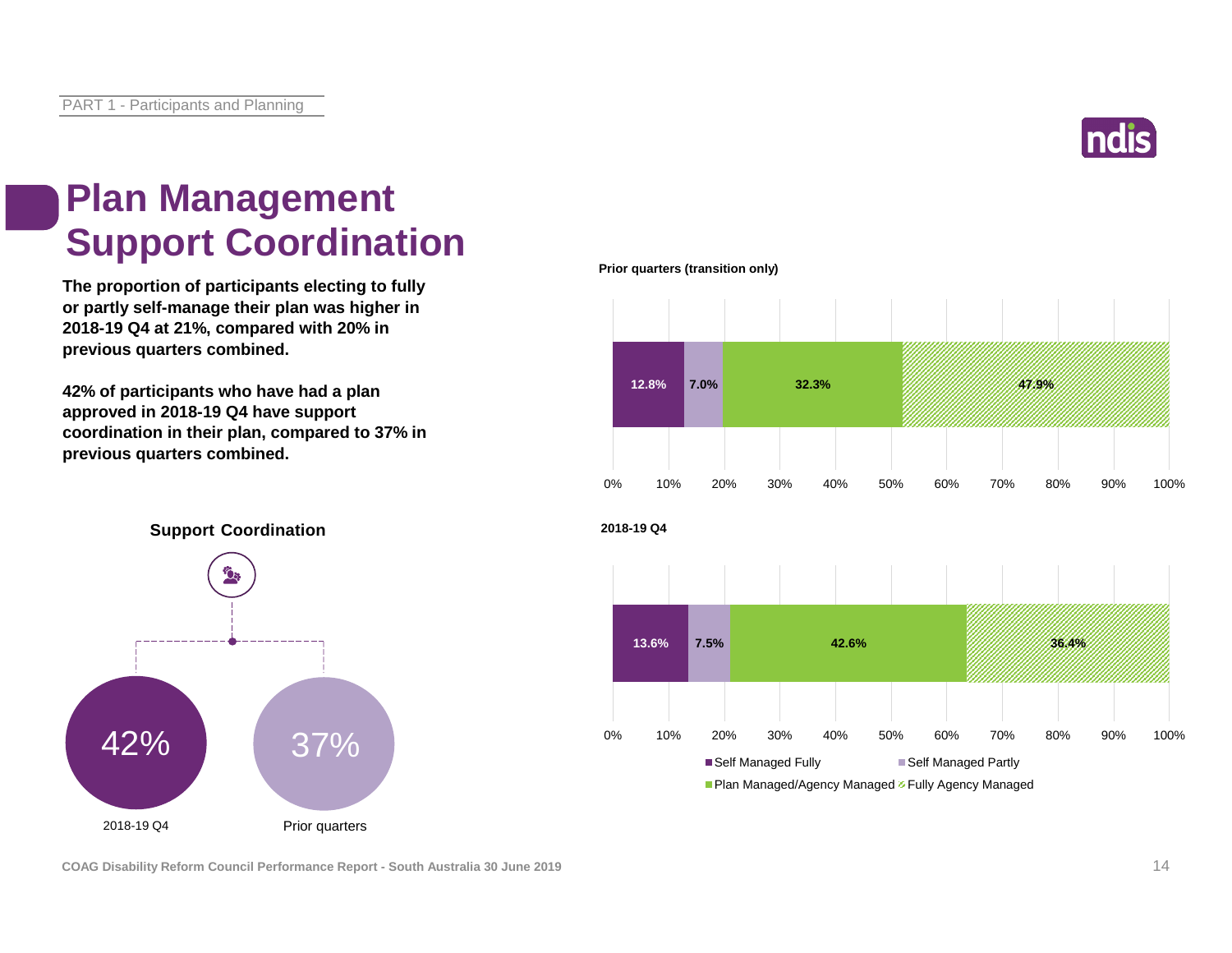# Plan Management Support Coordination

**The proportion of participants electing to fully or partly self-manage their plan was higher in 2018-19 Q4 at 21%, compared with 20% in previous quarters combined.**

**42% of participants who have had a plan approved in 2018-19 Q4 have support coordination in their plan, compared to 37% in previous quarters combined.**

**Support Coordination**

| 2018-19 Q4 | Prior quarters |
|---|---|
| 42% | 37% |

**Prior quarters (transition only)**

| Self Managed Fully | Self Managed Partly | Plan Managed/Agency Managed | Fully Agency Managed |
|---|---|---|---|
| 12.8% | 7.0% | 32.3% | 47.9% |

**2018-19 Q4**

| Self Managed Fully | Self Managed Partly | Plan Managed/Agency Managed | Fully Agency Managed |
|---|---|---|---|
| 13.6% | 7.5% | 42.6% | 36.4% |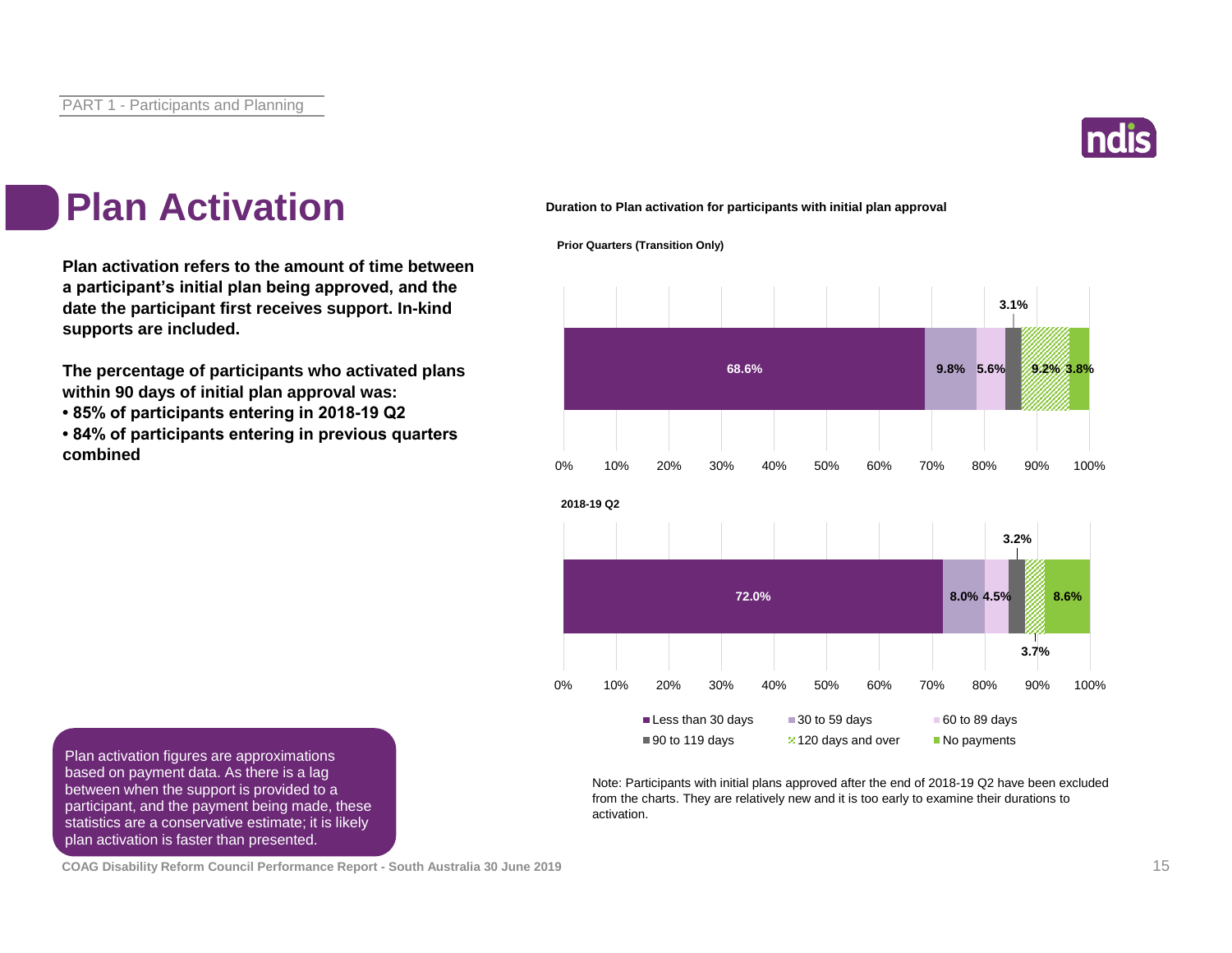# Plan Activation

**Plan activation refers to the amount of time between a participant's initial plan being approved, and the date the participant first receives support. In-kind supports are included.**

**The percentage of participants who activated plans within 90 days of initial plan approval was:**
- **85% of participants entering in 2018-19 Q2**
- **84% of participants entering in previous quarters combined**

Plan activation figures are approximations based on payment data. As there is a lag between when the support is provided to a participant, and the payment being made, these statistics are a conservative estimate; it is likely plan activation is faster than presented.

**Duration to Plan activation for participants with initial plan approval**

| | Less than 30 days | 30 to 59 days | 60 to 89 days | 90 to 119 days | 120 days and over | No payments |
|---|---|---|---|---|---|---|
| Prior Quarters (Transition Only) | 68.6% | 9.8% | 5.6% | 3.1% | 9.2% | 3.8% |
| 2018-19 Q2 | 72.0% | 8.0% | 4.5% | 3.2% | 3.7% | 8.6% |

Note: Participants with initial plans approved after the end of 2018-19 Q2 have been excluded from the charts. They are relatively new and it is too early to examine their durations to activation.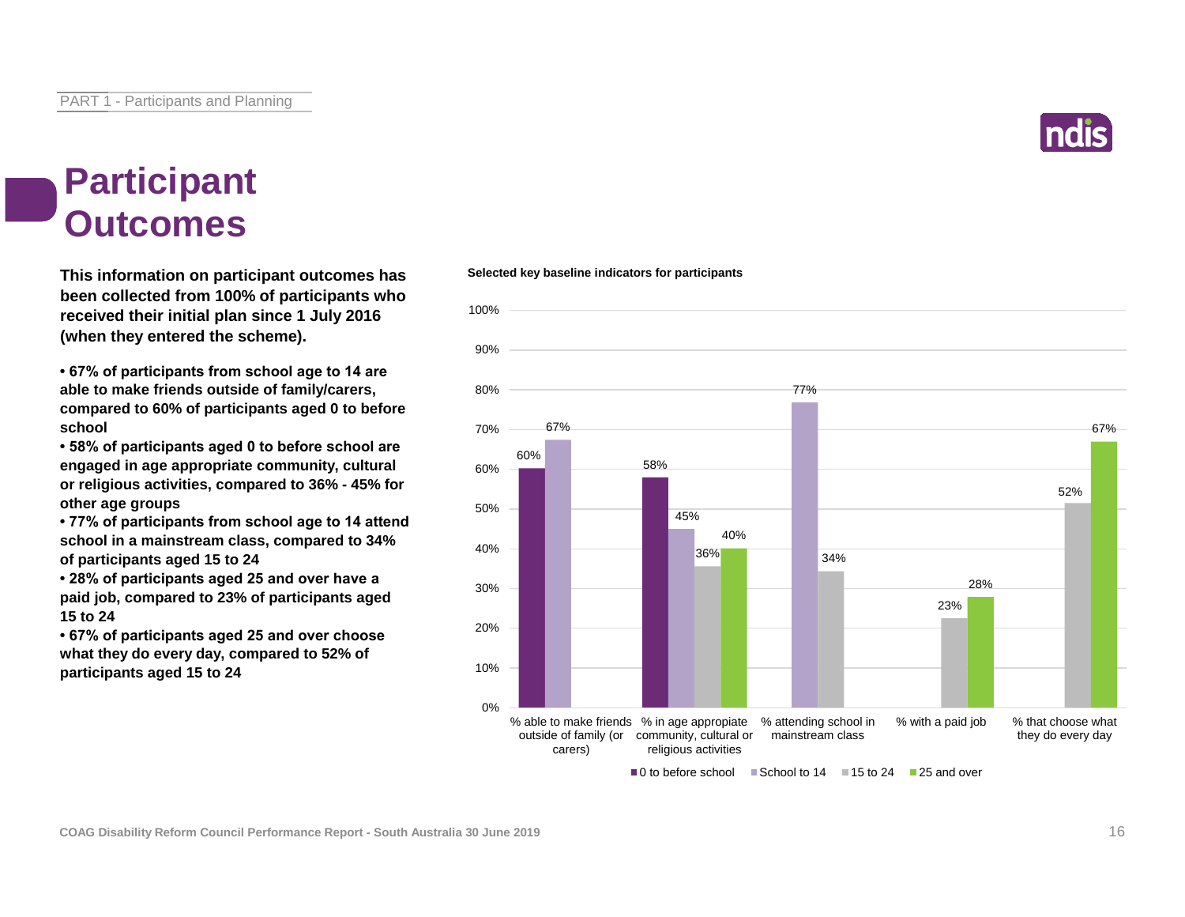# Participant Outcomes

**This information on participant outcomes has been collected from 100% of participants who received their initial plan since 1 July 2016 (when they entered the scheme).**

- **67% of participants from school age to 14 are able to make friends outside of family/carers, compared to 60% of participants aged 0 to before school**
- **58% of participants aged 0 to before school are engaged in age appropriate community, cultural or religious activities, compared to 36% - 45% for other age groups**
- **77% of participants from school age to 14 attend school in a mainstream class, compared to 34% of participants aged 15 to 24**
- **28% of participants aged 25 and over have a paid job, compared to 23% of participants aged 15 to 24**
- **67% of participants aged 25 and over choose what they do every day, compared to 52% of participants aged 15 to 24**

**Selected key baseline indicators for participants**

| Indicator | 0 to before school | School to 14 | 15 to 24 | 25 and over |
|---|---|---|---|---|
| % able to make friends outside of family (or carers) | 60% | 67% | | |
| % in age appropriate community, cultural or religious activities | 58% | 45% | 36% | 40% |
| % attending school in mainstream class | | 77% | 34% | |
| % with a paid job | | | 23% | 28% |
| % that choose what they do every day | | | 52% | 67% |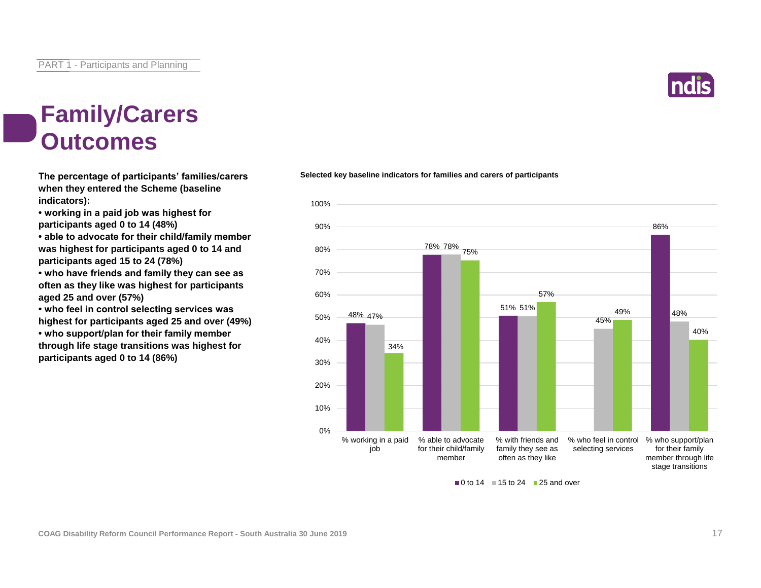# Family/Carers Outcomes

**The percentage of participants' families/carers when they entered the Scheme (baseline indicators):**

- **working in a paid job was highest for participants aged 0 to 14 (48%)**
- **able to advocate for their child/family member was highest for participants aged 0 to 14 and participants aged 15 to 24 (78%)**
- **who have friends and family they can see as often as they like was highest for participants aged 25 and over (57%)**
- **who feel in control selecting services was highest for participants aged 25 and over (49%)**
- **who support/plan for their family member through life stage transitions was highest for participants aged 0 to 14 (86%)**

**Selected key baseline indicators for families and carers of participants**

| Indicator | 0 to 14 | 15 to 24 | 25 and over |
|---|---|---|---|
| % working in a paid job | 48% | 47% | 34% |
| % able to advocate for their child/family member | 78% | 78% | 75% |
| % with friends and family they see as often as they like | 51% | 51% | 57% |
| % who feel in control selecting services | | 45% | 49% |
| % who support/plan for their family member through life stage transitions | 86% | 48% | 40% |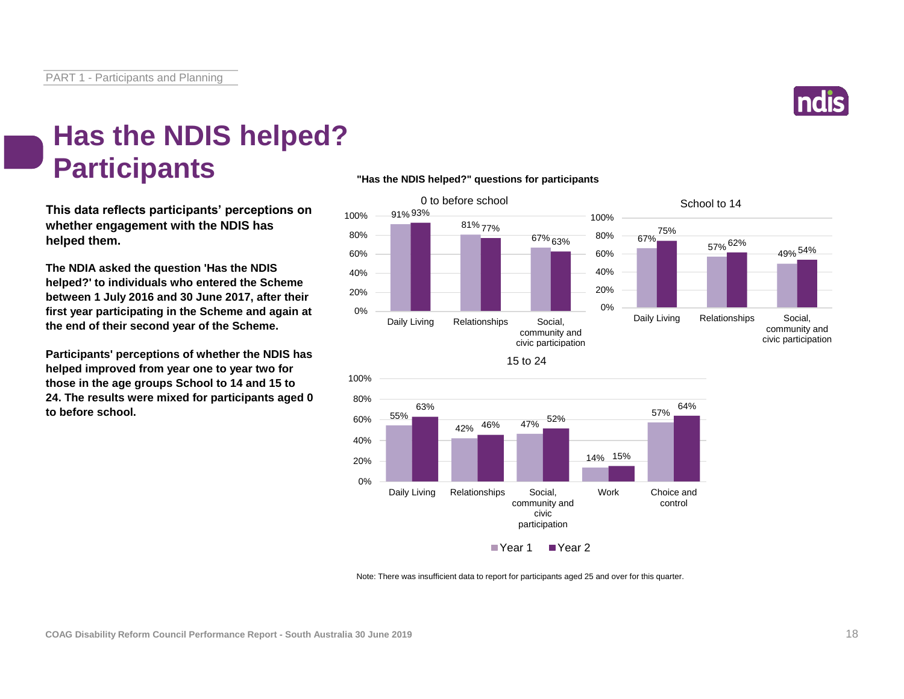# Has the NDIS helped? Participants

**This data reflects participants' perceptions on whether engagement with the NDIS has helped them.**

**The NDIA asked the question 'Has the NDIS helped?' to individuals who entered the Scheme between 1 July 2016 and 30 June 2017, after their first year participating in the Scheme and again at the end of their second year of the Scheme.**

**Participants' perceptions of whether the NDIS has helped improved from year one to year two for those in the age groups School to 14 and 15 to 24. The results were mixed for participants aged 0 to before school.**

**"Has the NDIS helped?" questions for participants**

0 to before school

| | Year 1 | Year 2 |
|---|---|---|
| Daily Living | 91% | 93% |
| Relationships | 81% | 77% |
| Social, community and civic participation | 67% | 63% |

School to 14

| | Year 1 | Year 2 |
|---|---|---|
| Daily Living | 67% | 75% |
| Relationships | 57% | 62% |
| Social, community and civic participation | 49% | 54% |

15 to 24

| | Year 1 | Year 2 |
|---|---|---|
| Daily Living | 55% | 63% |
| Relationships | 42% | 46% |
| Social, community and civic participation | 47% | 52% |
| Work | 14% | 15% |
| Choice and control | 57% | 64% |

Note: There was insufficient data to report for participants aged 25 and over for this quarter.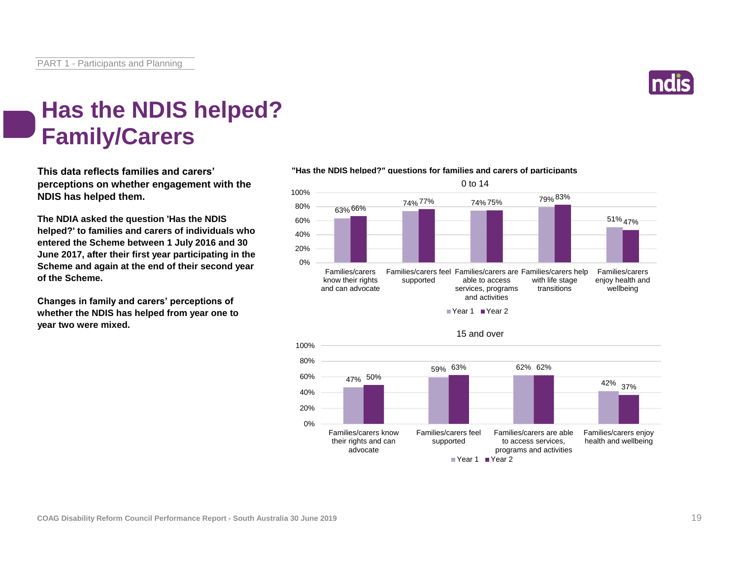# Has the NDIS helped? Family/Carers

**This data reflects families and carers' perceptions on whether engagement with the NDIS has helped them.**

**The NDIA asked the question 'Has the NDIS helped?' to families and carers of individuals who entered the Scheme between 1 July 2016 and 30 June 2017, after their first year participating in the Scheme and again at the end of their second year of the Scheme.**

**Changes in family and carers' perceptions of whether the NDIS has helped from year one to year two were mixed.**

**"Has the NDIS helped?" questions for families and carers of participants**

0 to 14

| Question | Year 1 | Year 2 |
|---|---|---|
| Families/carers know their rights and can advocate | 63% | 66% |
| Families/carers feel supported | 74% | 77% |
| Families/carers are able to access services, programs and activities | 74% | 75% |
| Families/carers help with life stage transitions | 79% | 83% |
| Families/carers enjoy health and wellbeing | 51% | 47% |

15 and over

| Question | Year 1 | Year 2 |
|---|---|---|
| Families/carers know their rights and can advocate | 47% | 50% |
| Families/carers feel supported | 59% | 63% |
| Families/carers are able to access services, programs and activities | 62% | 62% |
| Families/carers enjoy health and wellbeing | 42% | 37% |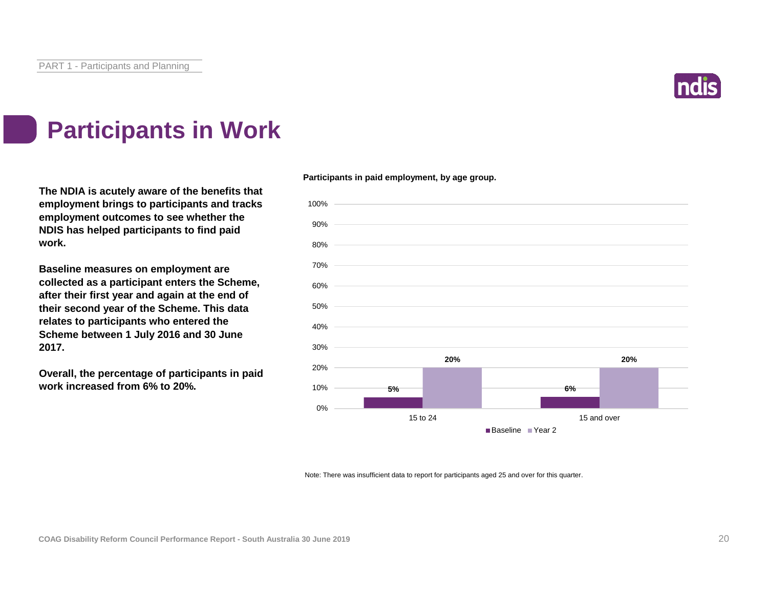# Participants in Work

**The NDIA is acutely aware of the benefits that employment brings to participants and tracks employment outcomes to see whether the NDIS has helped participants to find paid work.**

**Baseline measures on employment are collected as a participant enters the Scheme, after their first year and again at the end of their second year of the Scheme. This data relates to participants who entered the Scheme between 1 July 2016 and 30 June 2017.**

**Overall, the percentage of participants in paid work increased from 6% to 20%.**

**Participants in paid employment, by age group.**

| Age group | Baseline | Year 2 |
| --- | --- | --- |
| 15 to 24 | 5% | 20% |
| 15 and over | 6% | 20% |

Note: There was insufficient data to report for participants aged 25 and over for this quarter.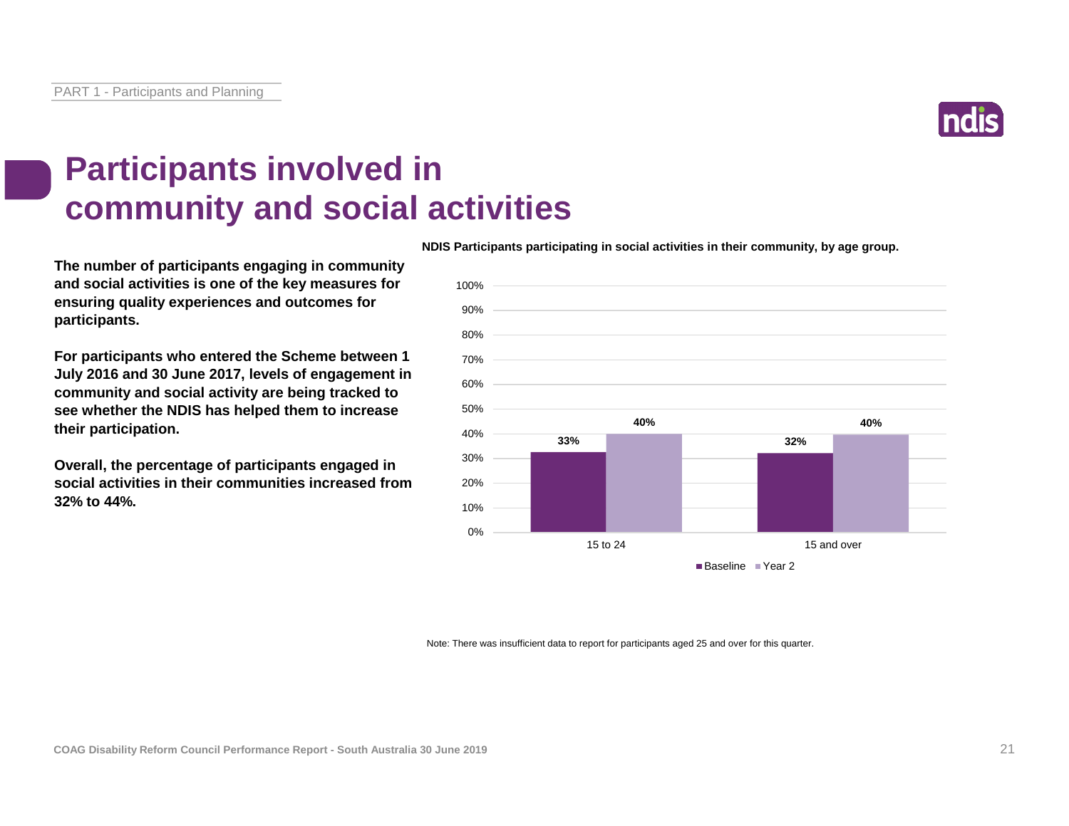# Participants involved in community and social activities

**The number of participants engaging in community and social activities is one of the key measures for ensuring quality experiences and outcomes for participants.**

**For participants who entered the Scheme between 1 July 2016 and 30 June 2017, levels of engagement in community and social activity are being tracked to see whether the NDIS has helped them to increase their participation.**

**Overall, the percentage of participants engaged in social activities in their communities increased from 32% to 44%.**

**NDIS Participants participating in social activities in their community, by age group.**

| Age group | Baseline | Year 2 |
| --- | --- | --- |
| 15 to 24 | 33% | 40% |
| 15 and over | 32% | 40% |

Note: There was insufficient data to report for participants aged 25 and over for this quarter.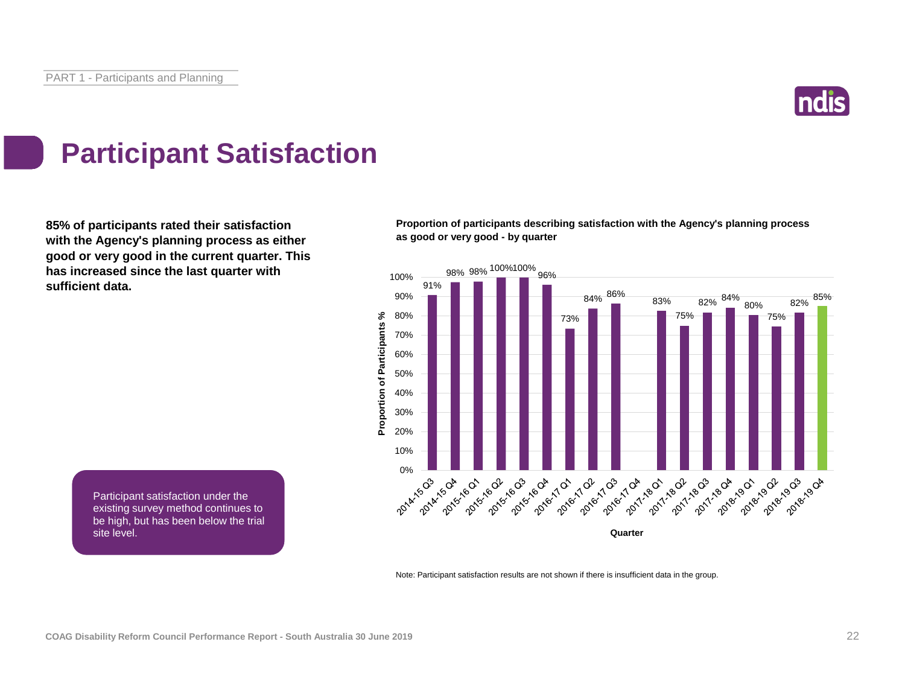# Participant Satisfaction

**85% of participants rated their satisfaction with the Agency's planning process as either good or very good in the current quarter. This has increased since the last quarter with sufficient data.**

**Proportion of participants describing satisfaction with the Agency's planning process as good or very good - by quarter**

| Quarter | Proportion of Participants % |
|---|---|
| 2014-15 Q3 | 91% |
| 2014-15 Q4 | 98% |
| 2015-16 Q1 | 98% |
| 2015-16 Q2 | 100% |
| 2015-16 Q3 | 100% |
| 2015-16 Q4 | 96% |
| 2016-17 Q1 | 73% |
| 2016-17 Q2 | 84% |
| 2016-17 Q3 | 86% |
| 2016-17 Q4 | |
| 2017-18 Q1 | 83% |
| 2017-18 Q2 | 75% |
| 2017-18 Q3 | 82% |
| 2017-18 Q4 | 84% |
| 2018-19 Q1 | 80% |
| 2018-19 Q2 | 75% |
| 2018-19 Q3 | 82% |
| 2018-19 Q4 | 85% |

Participant satisfaction under the existing survey method continues to be high, but has been below the trial site level.

Note: Participant satisfaction results are not shown if there is insufficient data in the group.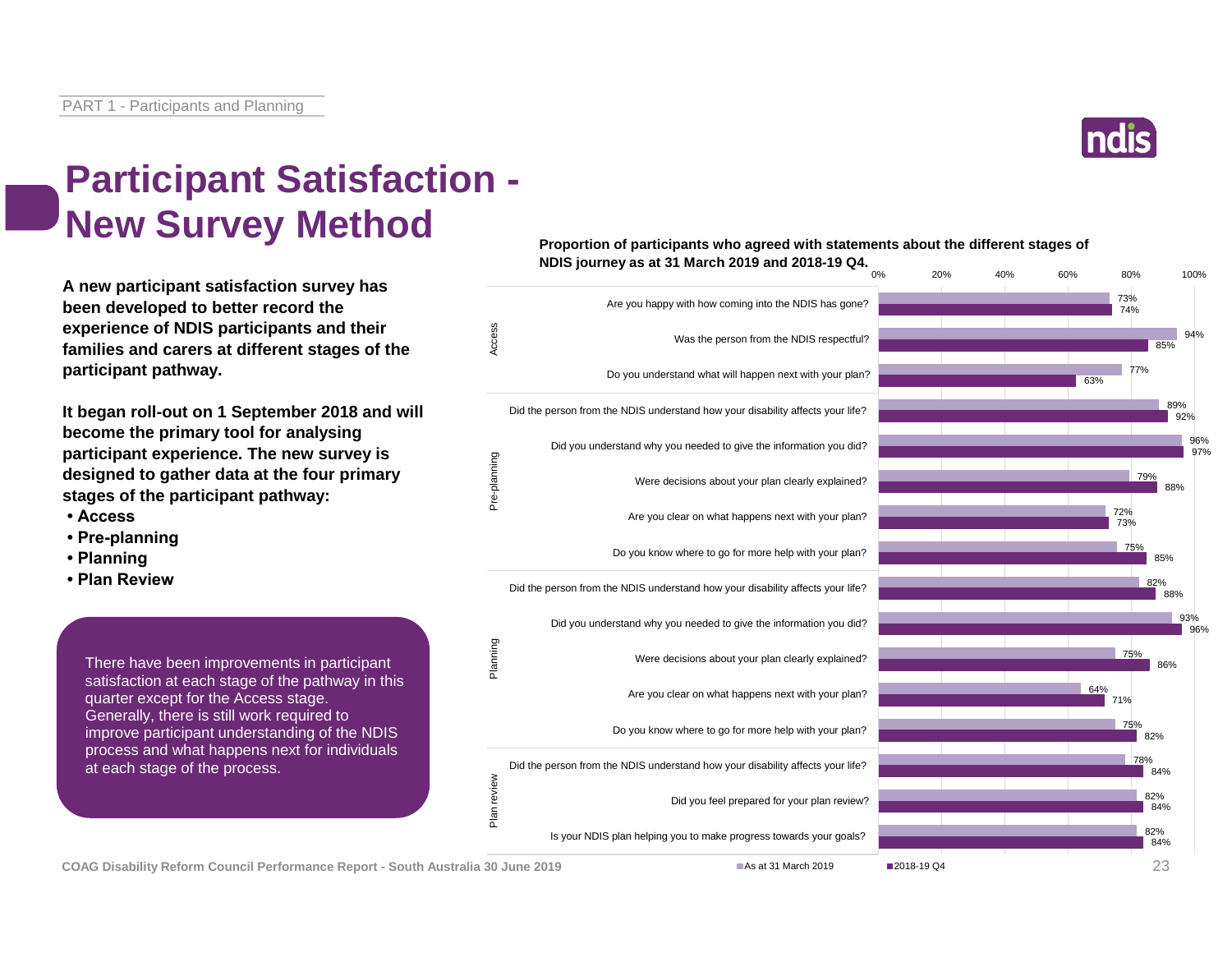# Participant Satisfaction - New Survey Method

**A new participant satisfaction survey has been developed to better record the experience of NDIS participants and their families and carers at different stages of the participant pathway.**

**It began roll-out on 1 September 2018 and will become the primary tool for analysing participant experience. The new survey is designed to gather data at the four primary stages of the participant pathway:**

- **Access**
- **Pre-planning**
- **Planning**
- **Plan Review**

There have been improvements in participant satisfaction at each stage of the pathway in this quarter except for the Access stage. Generally, there is still work required to improve participant understanding of the NDIS process and what happens next for individuals at each stage of the process.

**Proportion of participants who agreed with statements about the different stages of NDIS journey as at 31 March 2019 and 2018-19 Q4.**

| Stage | Question | As at 31 March 2019 | 2018-19 Q4 |
|---|---|---|---|
| Access | Are you happy with how coming into the NDIS has gone? | 73% | 74% |
| Access | Was the person from the NDIS respectful? | 94% | 85% |
| Access | Do you understand what will happen next with your plan? | 77% | 63% |
| Pre-planning | Did the person from the NDIS understand how your disability affects your life? | 89% | 92% |
| Pre-planning | Did you understand why you needed to give the information you did? | 96% | 97% |
| Pre-planning | Were decisions about your plan clearly explained? | 79% | 88% |
| Pre-planning | Are you clear on what happens next with your plan? | 72% | 73% |
| Pre-planning | Do you know where to go for more help with your plan? | 75% | 85% |
| Planning | Did the person from the NDIS understand how your disability affects your life? | 82% | 88% |
| Planning | Did you understand why you needed to give the information you did? | 93% | 96% |
| Planning | Were decisions about your plan clearly explained? | 75% | 86% |
| Planning | Are you clear on what happens next with your plan? | 64% | 71% |
| Planning | Do you know where to go for more help with your plan? | 75% | 82% |
| Plan review | Did the person from the NDIS understand how your disability affects your life? | 78% | 84% |
| Plan review | Did you feel prepared for your plan review? | 82% | 84% |
| Plan review | Is your NDIS plan helping you to make progress towards your goals? | 82% | 84% |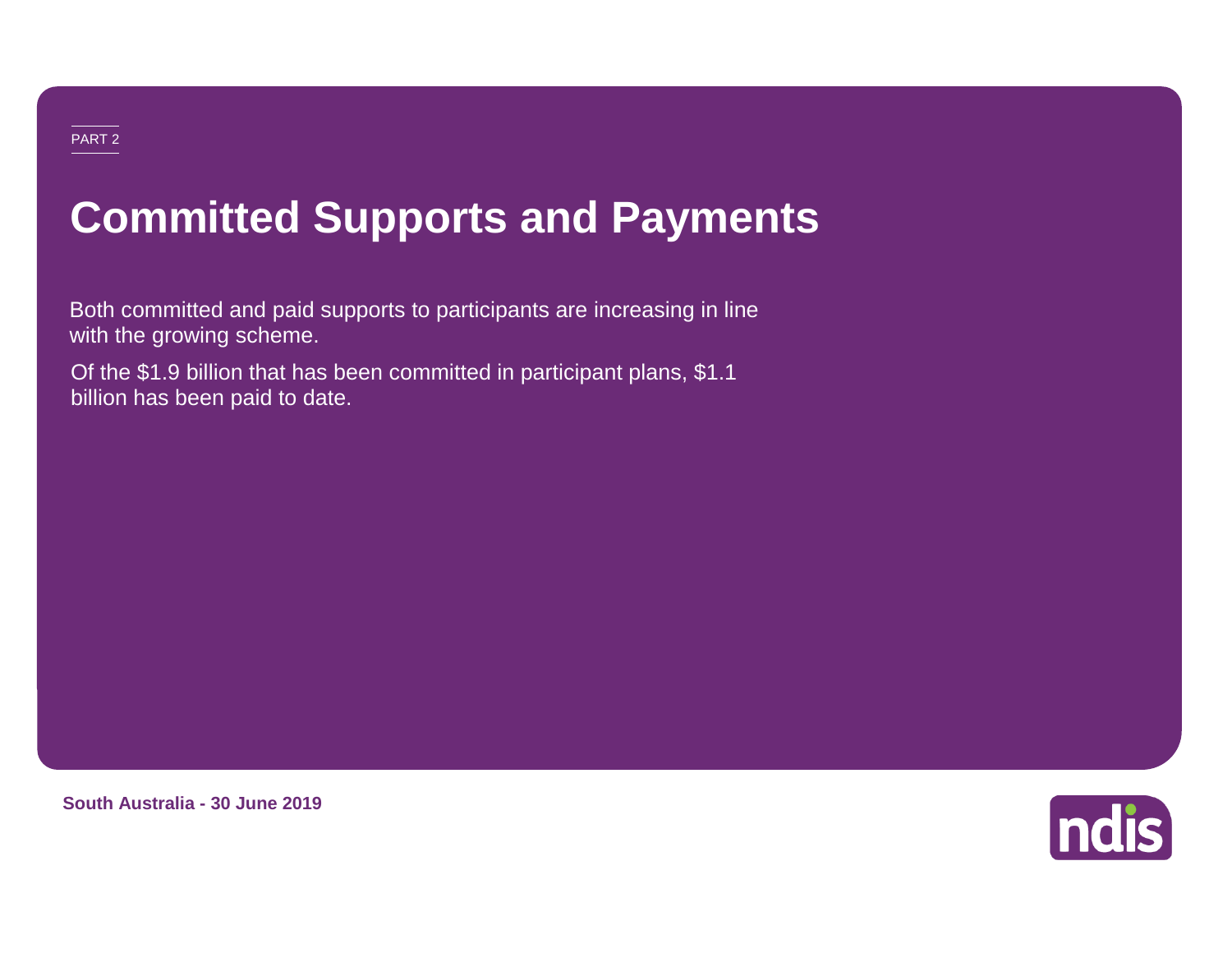PART 2

# Committed Supports and Payments

Both committed and paid supports to participants are increasing in line with the growing scheme.

Of the $1.9 billion that has been committed in participant plans, $1.1 billion has been paid to date.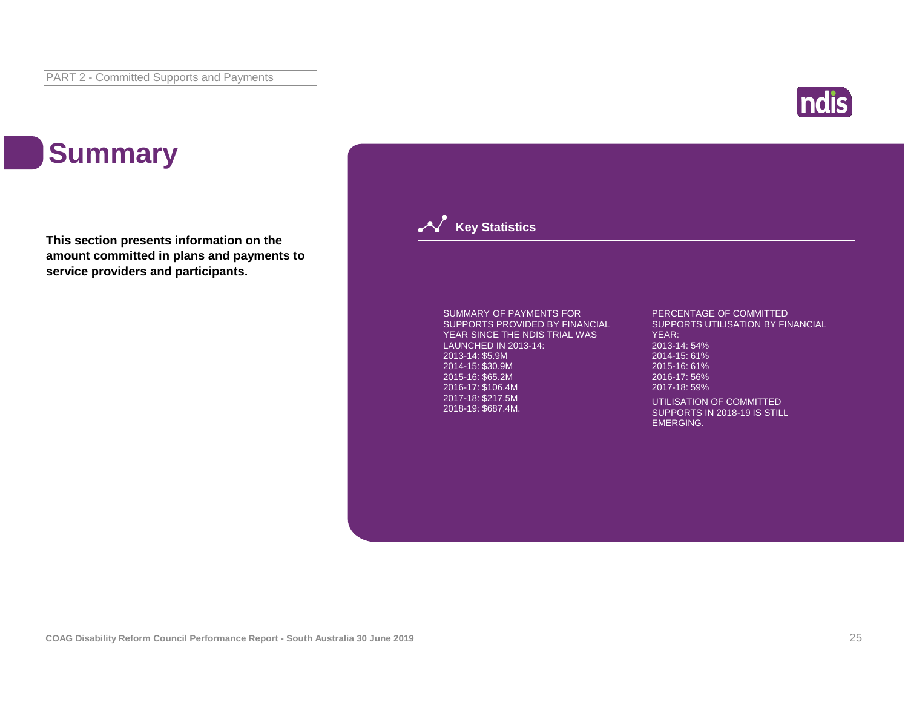# Summary

**This section presents information on the amount committed in plans and payments to service providers and participants.**

## Key Statistics

SUMMARY OF PAYMENTS FOR SUPPORTS PROVIDED BY FINANCIAL YEAR SINCE THE NDIS TRIAL WAS LAUNCHED IN 2013-14:
2013-14: $5.9M
2014-15: $30.9M
2015-16: $65.2M
2016-17: $106.4M
2017-18: $217.5M
2018-19: $687.4M.

PERCENTAGE OF COMMITTED SUPPORTS UTILISATION BY FINANCIAL YEAR:
2013-14: 54%
2014-15: 61%
2015-16: 61%
2016-17: 56%
2017-18: 59%

UTILISATION OF COMMITTED SUPPORTS IN 2018-19 IS STILL EMERGING.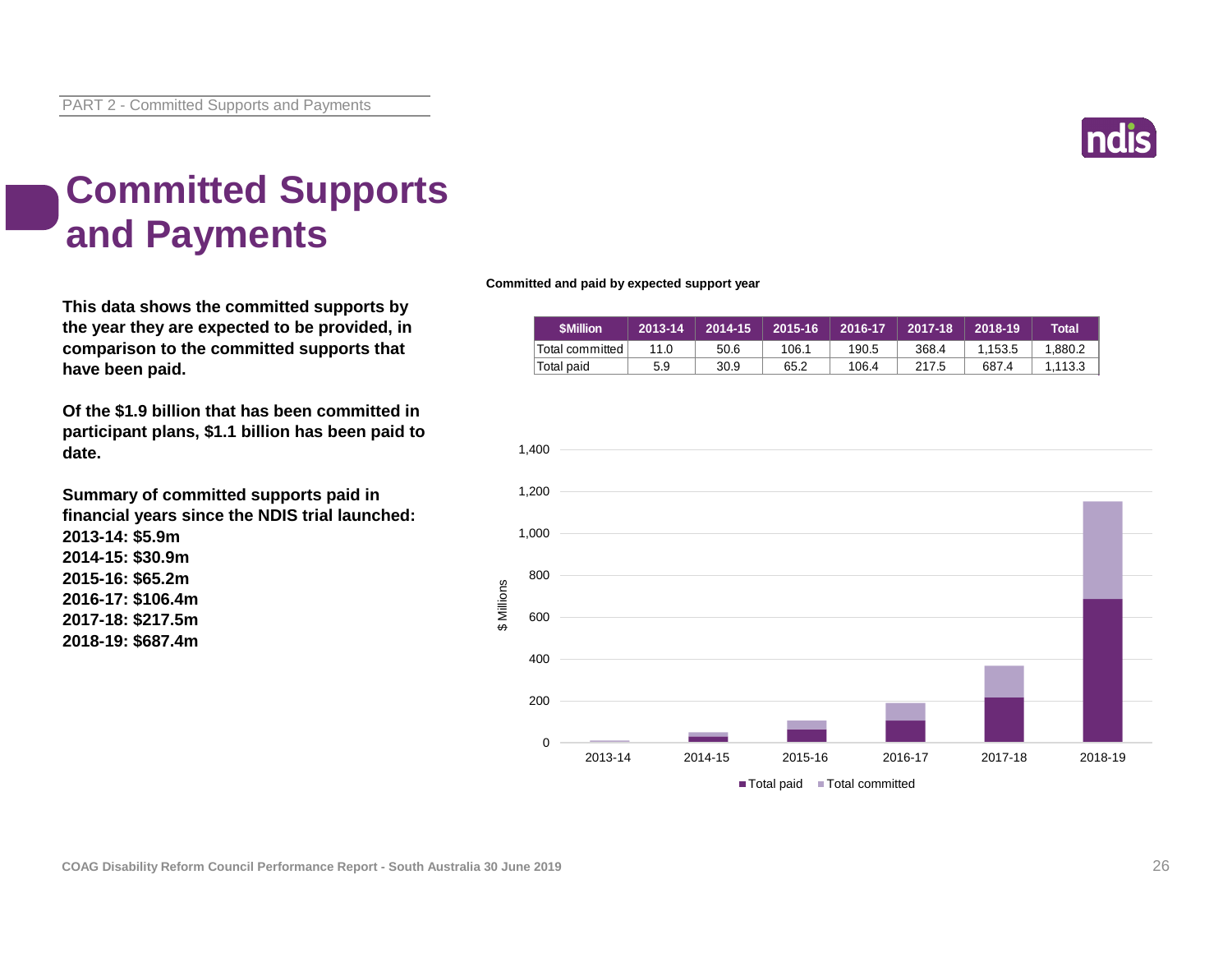# Committed Supports and Payments

**This data shows the committed supports by the year they are expected to be provided, in comparison to the committed supports that have been paid.**

**Of the $1.9 billion that has been committed in participant plans, $1.1 billion has been paid to date.**

**Summary of committed supports paid in financial years since the NDIS trial launched:**
**2013-14: $5.9m**
**2014-15: $30.9m**
**2015-16: $65.2m**
**2016-17: $106.4m**
**2017-18: $217.5m**
**2018-19: $687.4m**

**Committed and paid by expected support year**

| $Million | 2013-14 | 2014-15 | 2015-16 | 2016-17 | 2017-18 | 2018-19 | Total |
|---|---|---|---|---|---|---|---|
| Total committed | 11.0 | 50.6 | 106.1 | 190.5 | 368.4 | 1,153.5 | 1,880.2 |
| Total paid | 5.9 | 30.9 | 65.2 | 106.4 | 217.5 | 687.4 | 1,113.3 |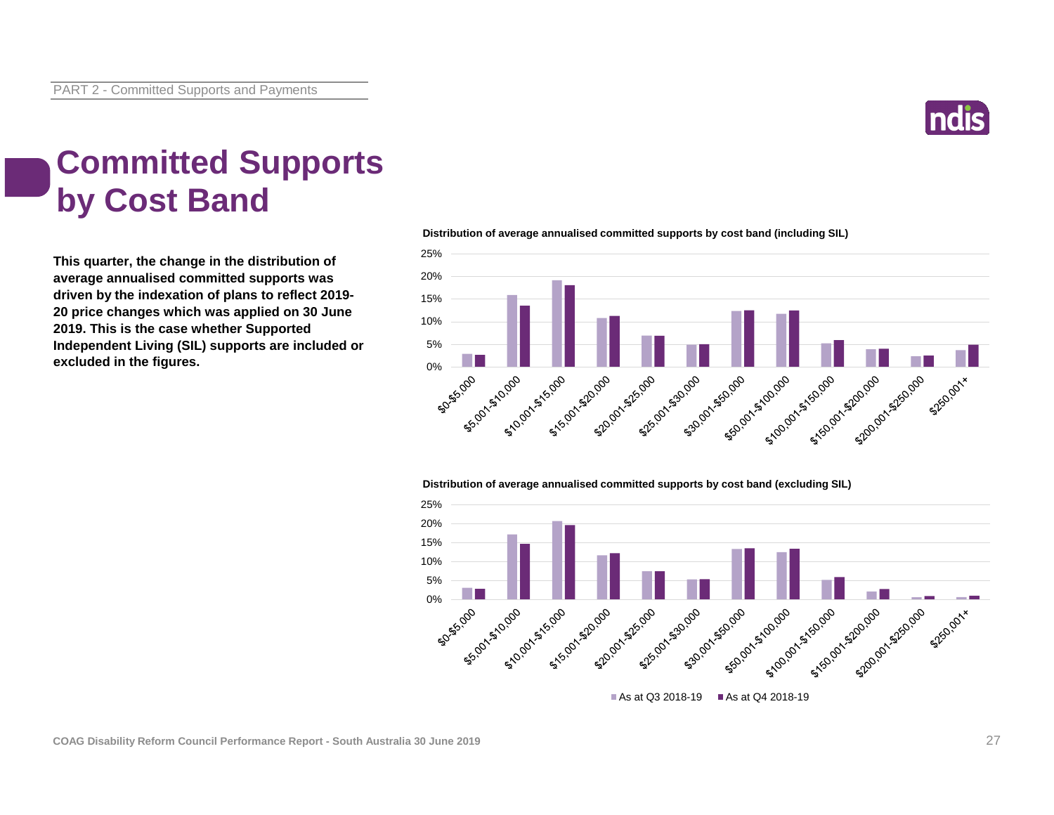# Committed Supports by Cost Band

**This quarter, the change in the distribution of average annualised committed supports was driven by the indexation of plans to reflect 2019-20 price changes which was applied on 30 June 2019. This is the case whether Supported Independent Living (SIL) supports are included or excluded in the figures.**

**Distribution of average annualised committed supports by cost band (including SIL)**

**Distribution of average annualised committed supports by cost band (excluding SIL)**

■ As at Q3 2018-19 ■ As at Q4 2018-19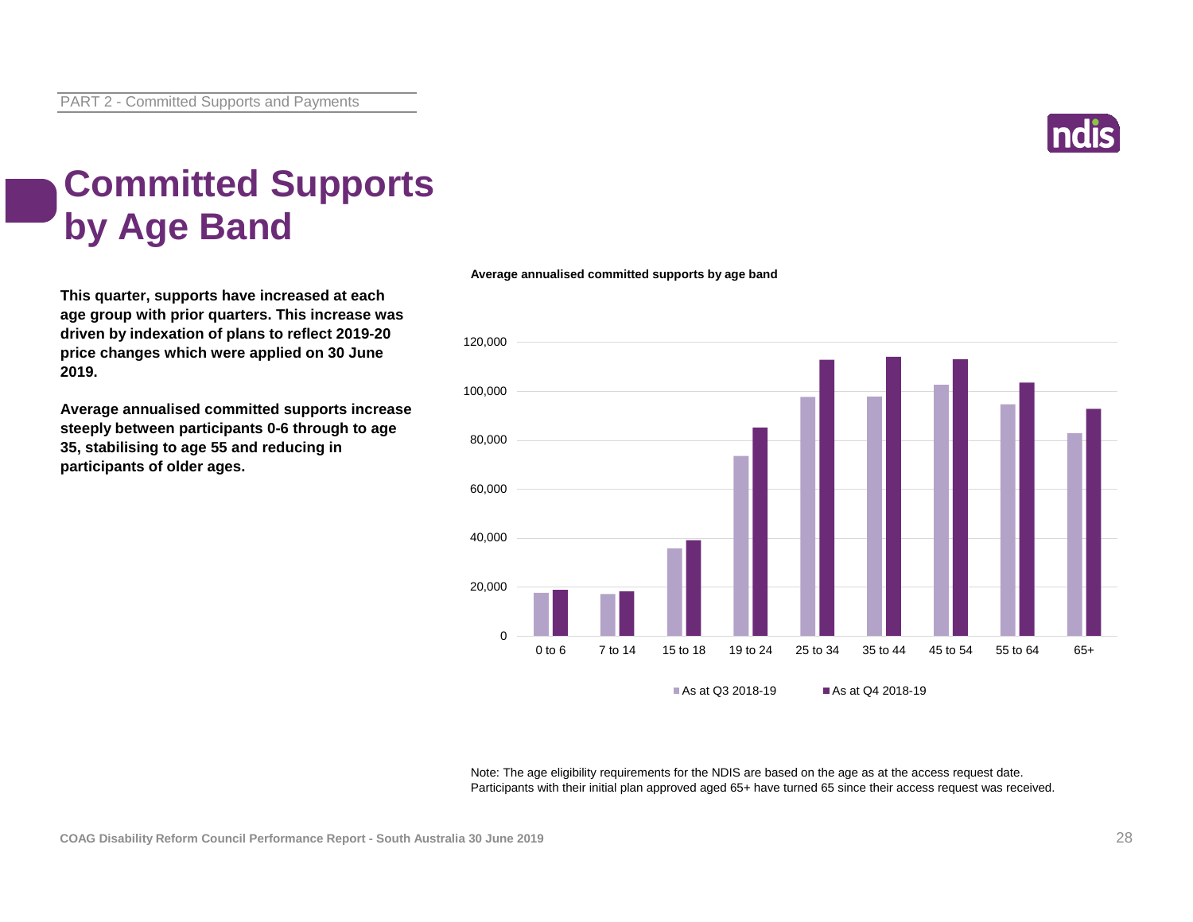# Committed Supports by Age Band

**This quarter, supports have increased at each age group with prior quarters. This increase was driven by indexation of plans to reflect 2019-20 price changes which were applied on 30 June 2019.**

**Average annualised committed supports increase steeply between participants 0-6 through to age 35, stabilising to age 55 and reducing in participants of older ages.**

**Average annualised committed supports by age band**

Note: The age eligibility requirements for the NDIS are based on the age as at the access request date. Participants with their initial plan approved aged 65+ have turned 65 since their access request was received.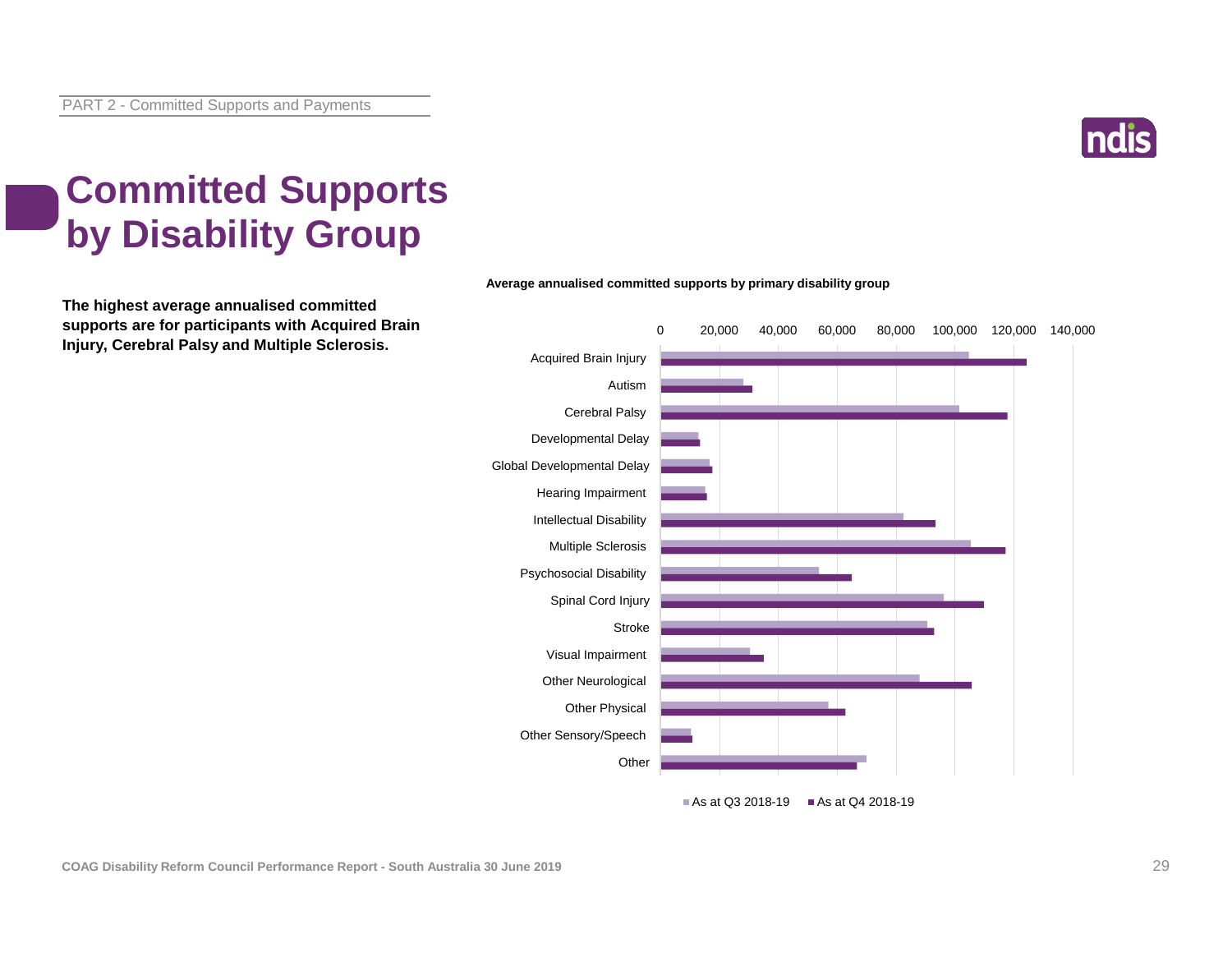# Committed Supports by Disability Group

**The highest average annualised committed supports are for participants with Acquired Brain Injury, Cerebral Palsy and Multiple Sclerosis.**

**Average annualised committed supports by primary disability group**

Disability groups: Acquired Brain Injury, Autism, Cerebral Palsy, Developmental Delay, Global Developmental Delay, Hearing Impairment, Intellectual Disability, Multiple Sclerosis, Psychosocial Disability, Spinal Cord Injury, Stroke, Visual Impairment, Other Neurological, Other Physical, Other Sensory/Speech, Other

Axis: 0, 20,000, 40,000, 60,000, 80,000, 100,000, 120,000, 140,000

Legend: As at Q3 2018-19, As at Q4 2018-19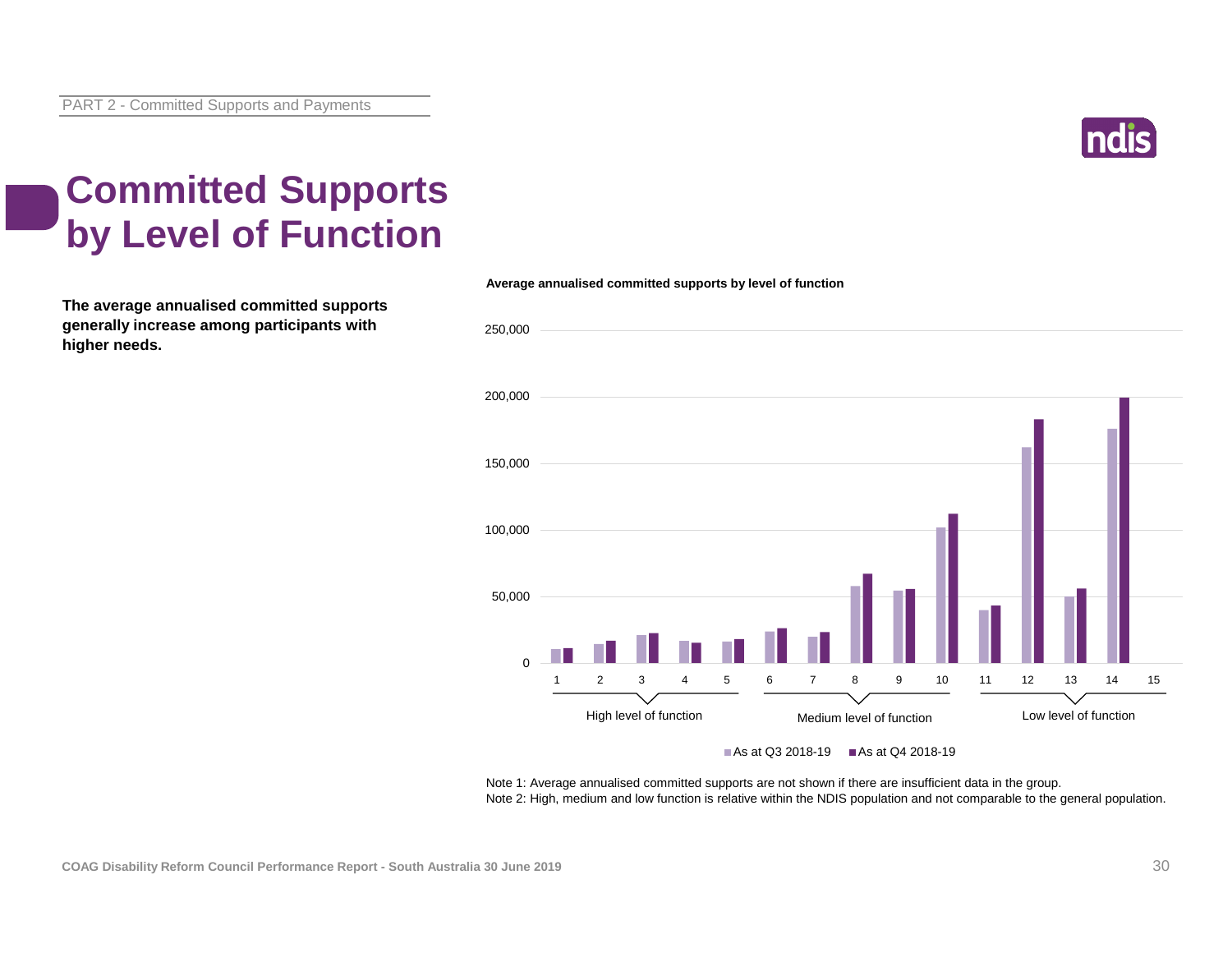# Committed Supports by Level of Function

**The average annualised committed supports generally increase among participants with higher needs.**

**Average annualised committed supports by level of function**

| Level of function | As at Q3 2018-19 | As at Q4 2018-19 |
|---|---|---|
| 1 | | |
| 2 | | |
| 3 | | |
| 4 | | |
| 5 | | |
| 6 | | |
| 7 | | |
| 8 | | |
| 9 | | |
| 10 | | |
| 11 | | |
| 12 | | |
| 13 | | |
| 14 | | |
| 15 | | |

Levels 1–5: High level of function; Levels 6–10: Medium level of function; Levels 11–15: Low level of function.

Note 1: Average annualised committed supports are not shown if there are insufficient data in the group.
Note 2: High, medium and low function is relative within the NDIS population and not comparable to the general population.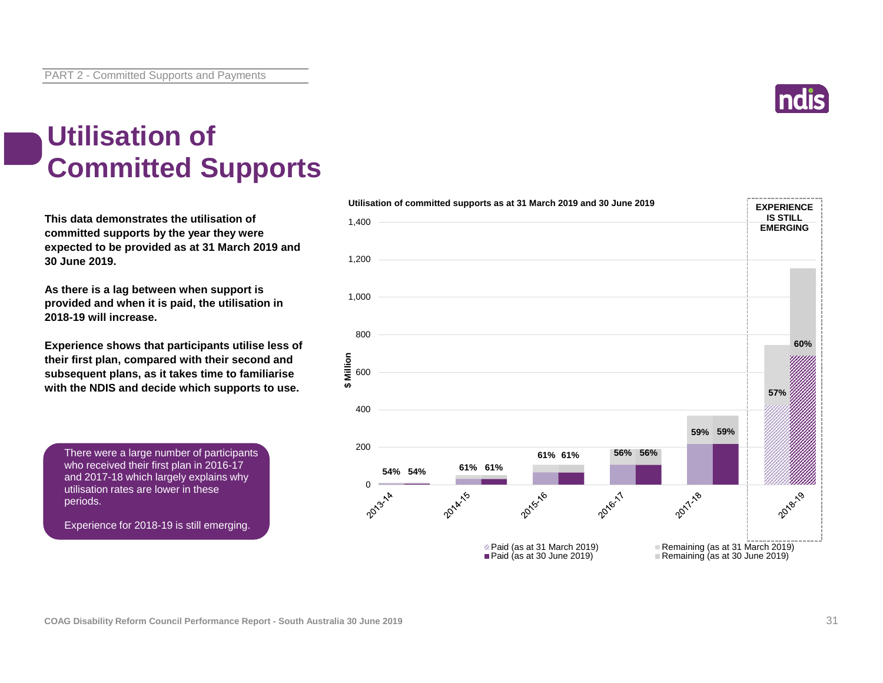# Utilisation of Committed Supports

**This data demonstrates the utilisation of committed supports by the year they were expected to be provided as at 31 March 2019 and 30 June 2019.**

**As there is a lag between when support is provided and when it is paid, the utilisation in 2018-19 will increase.**

**Experience shows that participants utilise less of their first plan, compared with their second and subsequent plans, as it takes time to familiarise with the NDIS and decide which supports to use.**

There were a large number of participants who received their first plan in 2016-17 and 2017-18 which largely explains why utilisation rates are lower in these periods.

Experience for 2018-19 is still emerging.

**Utilisation of committed supports as at 31 March 2019 and 30 June 2019**

| Year | Utilisation (as at 31 March 2019) | Utilisation (as at 30 June 2019) |
|---|---|---|
| 2013-14 | 54% | 54% |
| 2014-15 | 61% | 61% |
| 2015-16 | 61% | 61% |
| 2016-17 | 56% | 56% |
| 2017-18 | 59% | 59% |
| 2018-19 | 57% | 60% |

EXPERIENCE IS STILL EMERGING (2018-19)

Legend: Paid (as at 31 March 2019); Paid (as at 30 June 2019); Remaining (as at 31 March 2019); Remaining (as at 30 June 2019)

COAG Disability Reform Council Performance Report - South Australia 30 June 2019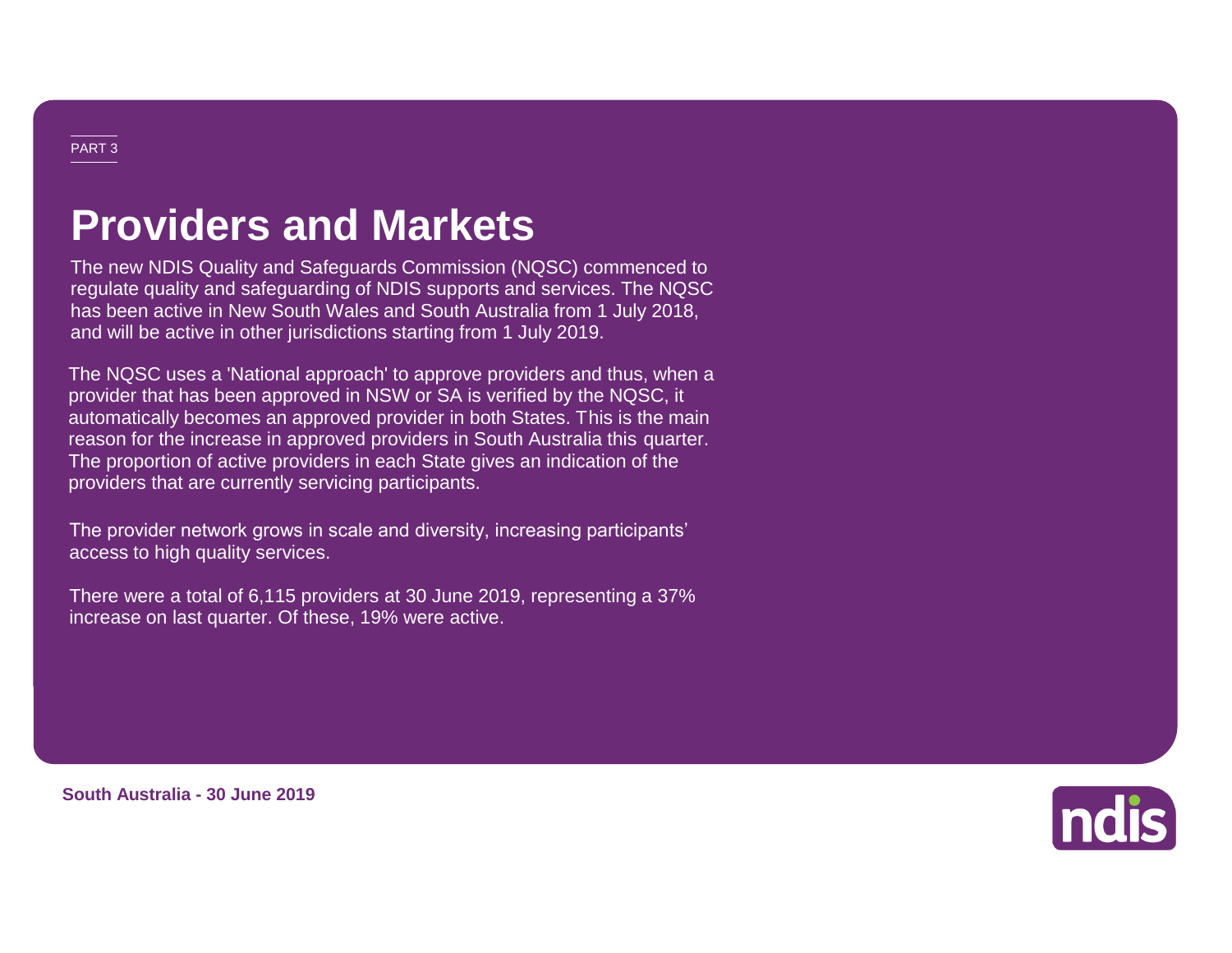PART 3

# Providers and Markets

The new NDIS Quality and Safeguards Commission (NQSC) commenced to regulate quality and safeguarding of NDIS supports and services. The NQSC has been active in New South Wales and South Australia from 1 July 2018, and will be active in other jurisdictions starting from 1 July 2019.

The NQSC uses a 'National approach' to approve providers and thus, when a provider that has been approved in NSW or SA is verified by the NQSC, it automatically becomes an approved provider in both States. This is the main reason for the increase in approved providers in South Australia this quarter. The proportion of active providers in each State gives an indication of the providers that are currently servicing participants.

The provider network grows in scale and diversity, increasing participants' access to high quality services.

There were a total of 6,115 providers at 30 June 2019, representing a 37% increase on last quarter. Of these, 19% were active.

**South Australia - 30 June 2019**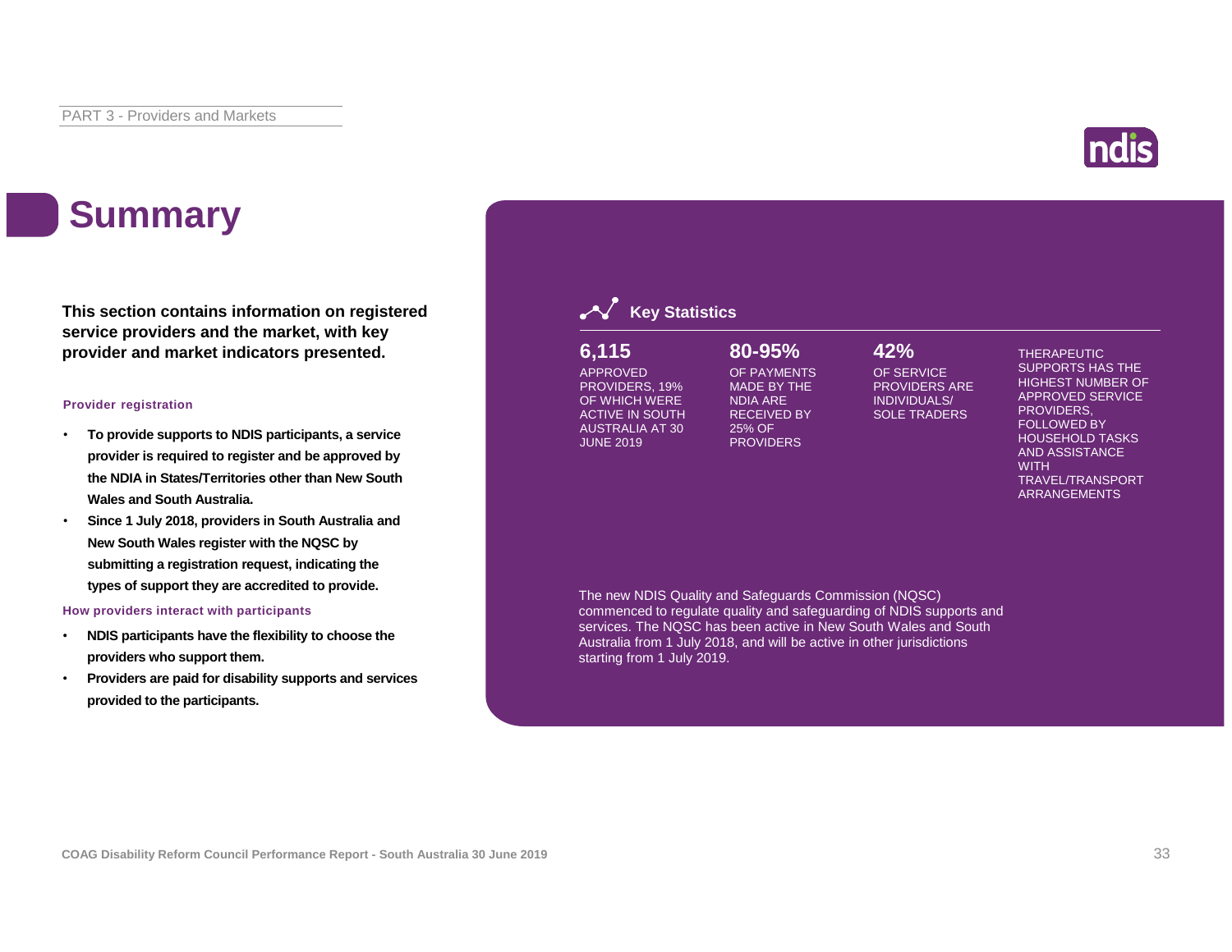# Summary

**This section contains information on registered service providers and the market, with key provider and market indicators presented.**

### Provider registration

- **To provide supports to NDIS participants, a service provider is required to register and be approved by the NDIA in States/Territories other than New South Wales and South Australia.**
- **Since 1 July 2018, providers in South Australia and New South Wales register with the NQSC by submitting a registration request, indicating the types of support they are accredited to provide.**

### How providers interact with participants

- **NDIS participants have the flexibility to choose the providers who support them.**
- **Providers are paid for disability supports and services provided to the participants.**

## Key Statistics

**6,115**
APPROVED PROVIDERS, 19% OF WHICH WERE ACTIVE IN SOUTH AUSTRALIA AT 30 JUNE 2019

**80-95%**
OF PAYMENTS MADE BY THE NDIA ARE RECEIVED BY 25% OF PROVIDERS

**42%**
OF SERVICE PROVIDERS ARE INDIVIDUALS/ SOLE TRADERS

THERAPEUTIC SUPPORTS HAS THE HIGHEST NUMBER OF APPROVED SERVICE PROVIDERS, FOLLOWED BY HOUSEHOLD TASKS AND ASSISTANCE WITH TRAVEL/TRANSPORT ARRANGEMENTS

The new NDIS Quality and Safeguards Commission (NQSC) commenced to regulate quality and safeguarding of NDIS supports and services. The NQSC has been active in New South Wales and South Australia from 1 July 2018, and will be active in other jurisdictions starting from 1 July 2019.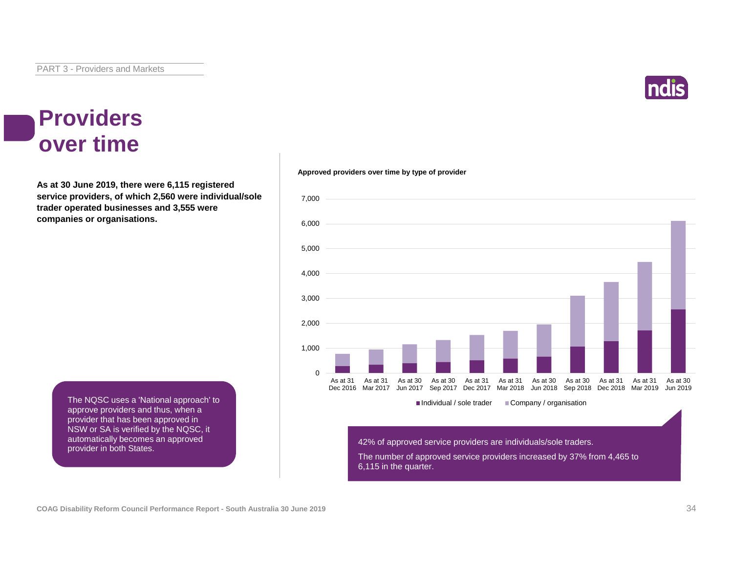# Providers over time

**As at 30 June 2019, there were 6,115 registered service providers, of which 2,560 were individual/sole trader operated businesses and 3,555 were companies or organisations.**

**Approved providers over time by type of provider**

Legend: Individual / sole trader; Company / organisation

Periods shown: As at 31 Dec 2016, As at 31 Mar 2017, As at 30 Jun 2017, As at 30 Sep 2017, As at 31 Dec 2017, As at 31 Mar 2018, As at 30 Jun 2018, As at 30 Sep 2018, As at 31 Dec 2018, As at 31 Mar 2019, As at 30 Jun 2019

42% of approved service providers are individuals/sole traders.

The number of approved service providers increased by 37% from 4,465 to 6,115 in the quarter.

The NQSC uses a 'National approach' to approve providers and thus, when a provider that has been approved in NSW or SA is verified by the NQSC, it automatically becomes an approved provider in both States.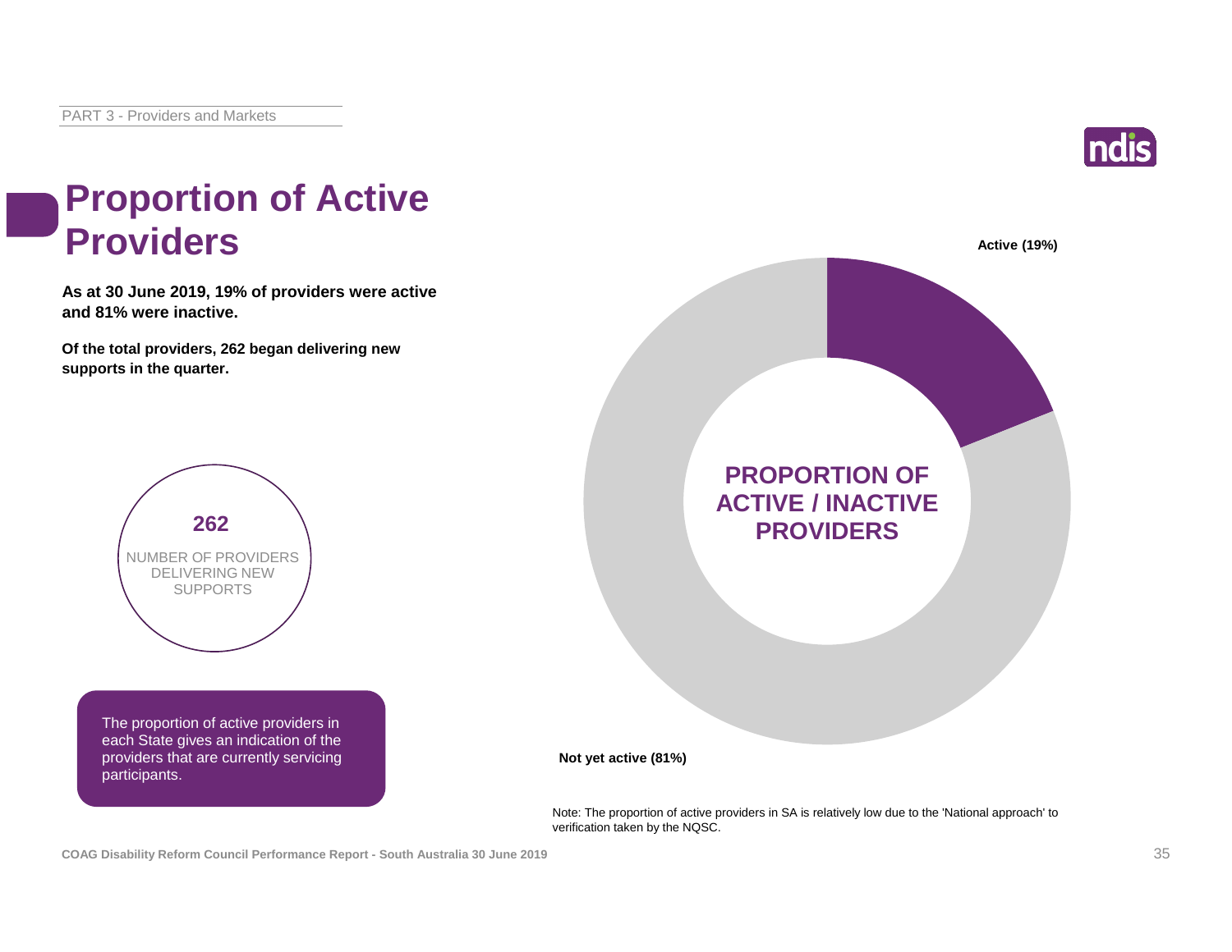# Proportion of Active Providers

**As at 30 June 2019, 19% of providers were active and 81% were inactive.**

**Of the total providers, 262 began delivering new supports in the quarter.**

**262**
NUMBER OF PROVIDERS DELIVERING NEW SUPPORTS

The proportion of active providers in each State gives an indication of the providers that are currently servicing participants.

**PROPORTION OF ACTIVE / INACTIVE PROVIDERS**

**Active (19%)**

**Not yet active (81%)**

Note: The proportion of active providers in SA is relatively low due to the 'National approach' to verification taken by the NQSC.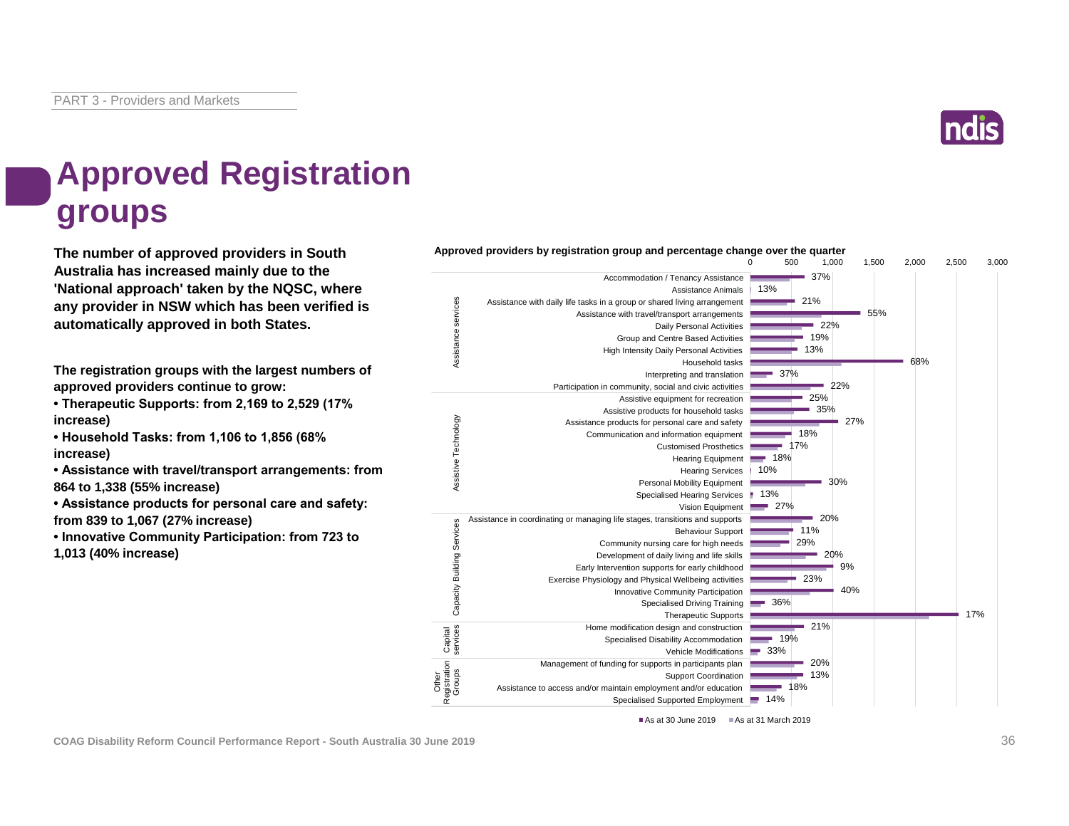# Approved Registration groups

**The number of approved providers in South Australia has increased mainly due to the 'National approach' taken by the NQSC, where any provider in NSW which has been verified is automatically approved in both States.**

**The registration groups with the largest numbers of approved providers continue to grow:**

- **Therapeutic Supports: from 2,169 to 2,529 (17% increase)**
- **Household Tasks: from 1,106 to 1,856 (68% increase)**
- **Assistance with travel/transport arrangements: from 864 to 1,338 (55% increase)**
- **Assistance products for personal care and safety: from 839 to 1,067 (27% increase)**
- **Innovative Community Participation: from 723 to 1,013 (40% increase)**

**Approved providers by registration group and percentage change over the quarter**

| Category | Registration group | % change |
|---|---|---|
| Assistance services | Accommodation / Tenancy Assistance | 37% |
| | Assistance Animals | 13% |
| | Assistance with daily life tasks in a group or shared living arrangement | 21% |
| | Assistance with travel/transport arrangements | 55% |
| | Daily Personal Activities | 22% |
| | Group and Centre Based Activities | 19% |
| | High Intensity Daily Personal Activities | 13% |
| | Household tasks | 68% |
| | Interpreting and translation | 37% |
| | Participation in community, social and civic activities | 22% |
| Assistive Technology | Assistive equipment for recreation | 25% |
| | Assistive products for household tasks | 35% |
| | Assistance products for personal care and safety | 27% |
| | Communication and information equipment | 18% |
| | Customised Prosthetics | 17% |
| | Hearing Equipment | 18% |
| | Hearing Services | 10% |
| | Personal Mobility Equipment | 30% |
| | Specialised Hearing Services | 13% |
| | Vision Equipment | 27% |
| Capacity Building Services | Assistance in coordinating or managing life stages, transitions and supports | 20% |
| | Behaviour Support | 11% |
| | Community nursing care for high needs | 29% |
| | Development of daily living and life skills | 20% |
| | Early Intervention supports for early childhood | 9% |
| | Exercise Physiology and Physical Wellbeing activities | 23% |
| | Innovative Community Participation | 40% |
| | Specialised Driving Training | 36% |
| | Therapeutic Supports | 17% |
| Capital services | Home modification design and construction | 21% |
| | Specialised Disability Accommodation | 19% |
| | Vehicle Modifications | 33% |
| Other Registration Groups | Management of funding for supports in participants plan | 20% |
| | Support Coordination | 13% |
| | Assistance to access and/or maintain employment and/or education | 18% |
| | Specialised Supported Employment | 14% |

■ As at 30 June 2019 ■ As at 31 March 2019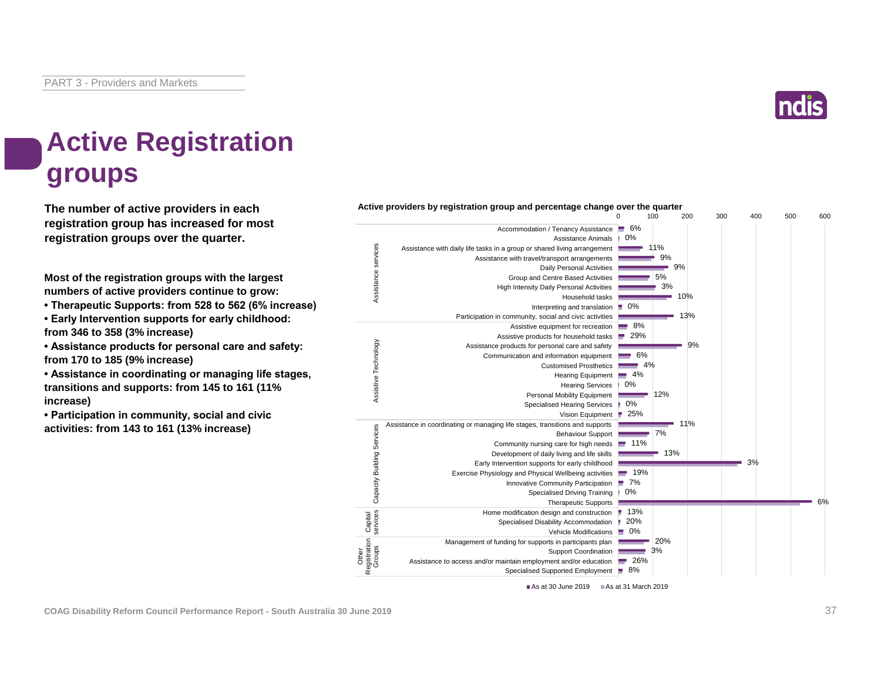# Active Registration groups

**The number of active providers in each registration group has increased for most registration groups over the quarter.**

**Most of the registration groups with the largest numbers of active providers continue to grow:**

- **Therapeutic Supports: from 528 to 562 (6% increase)**
- **Early Intervention supports for early childhood: from 346 to 358 (3% increase)**
- **Assistance products for personal care and safety: from 170 to 185 (9% increase)**
- **Assistance in coordinating or managing life stages, transitions and supports: from 145 to 161 (11% increase)**
- **Participation in community, social and civic activities: from 143 to 161 (13% increase)**

**Active providers by registration group and percentage change over the quarter**

| Category | Registration group | % change |
|---|---|---|
| Assistance services | Accommodation / Tenancy Assistance | 6% |
| | Assistance Animals | 0% |
| | Assistance with daily life tasks in a group or shared living arrangement | 11% |
| | Assistance with travel/transport arrangements | 9% |
| | Daily Personal Activities | 9% |
| | Group and Centre Based Activities | 5% |
| | High Intensity Daily Personal Activities | 3% |
| | Household tasks | 10% |
| | Interpreting and translation | 0% |
| | Participation in community, social and civic activities | 13% |
| Assistive Technology | Assistive equipment for recreation | 8% |
| | Assistive products for household tasks | 29% |
| | Assistance products for personal care and safety | 9% |
| | Communication and information equipment | 6% |
| | Customised Prosthetics | 4% |
| | Hearing Equipment | 4% |
| | Hearing Services | 0% |
| | Personal Mobility Equipment | 12% |
| | Specialised Hearing Services | 0% |
| | Vision Equipment | 25% |
| Capacity Building Services | Assistance in coordinating or managing life stages, transitions and supports | 11% |
| | Behaviour Support | 7% |
| | Community nursing care for high needs | 11% |
| | Development of daily living and life skills | 13% |
| | Early Intervention supports for early childhood | 3% |
| | Exercise Physiology and Physical Wellbeing activities | 19% |
| | Innovative Community Participation | 7% |
| | Specialised Driving Training | 0% |
| | Therapeutic Supports | 6% |
| Capital services | Home modification design and construction | 13% |
| | Specialised Disability Accommodation | 20% |
| | Vehicle Modifications | 0% |
| Other Registration Groups | Management of funding for supports in participants plan | 20% |
| | Support Coordination | 3% |
| | Assistance to access and/or maintain employment and/or education | 26% |
| | Specialised Supported Employment | 8% |

■ As at 30 June 2019 ■ As at 31 March 2019

COAG Disability Reform Council Performance Report - South Australia 30 June 2019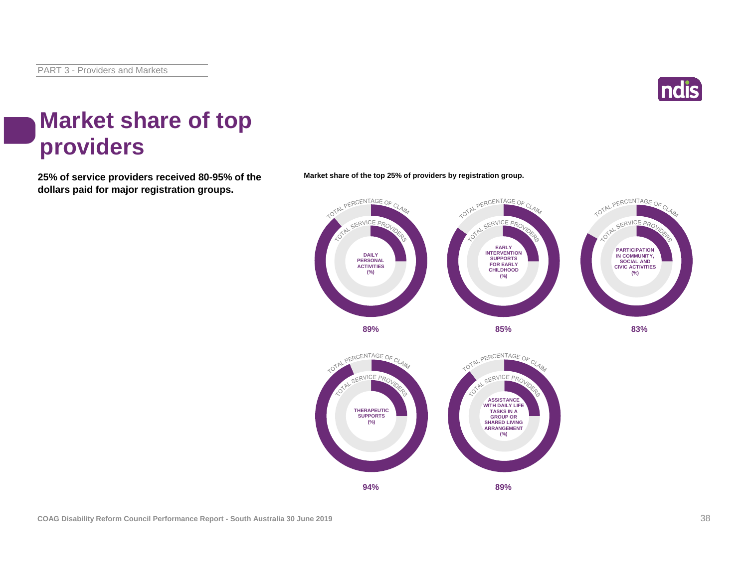# Market share of top providers

**25% of service providers received 80-95% of the dollars paid for major registration groups.**

**Market share of the top 25% of providers by registration group.**

| Registration group | Total percentage of claim |
|---|---|
| Daily Personal Activities (%) | 89% |
| Early Intervention Supports for Early Childhood (%) | 85% |
| Participation in Community, Social and Civic Activities (%) | 83% |
| Therapeutic Supports (%) | 94% |
| Assistance with Daily Life Tasks in a Group or Shared Living Arrangement (%) | 89% |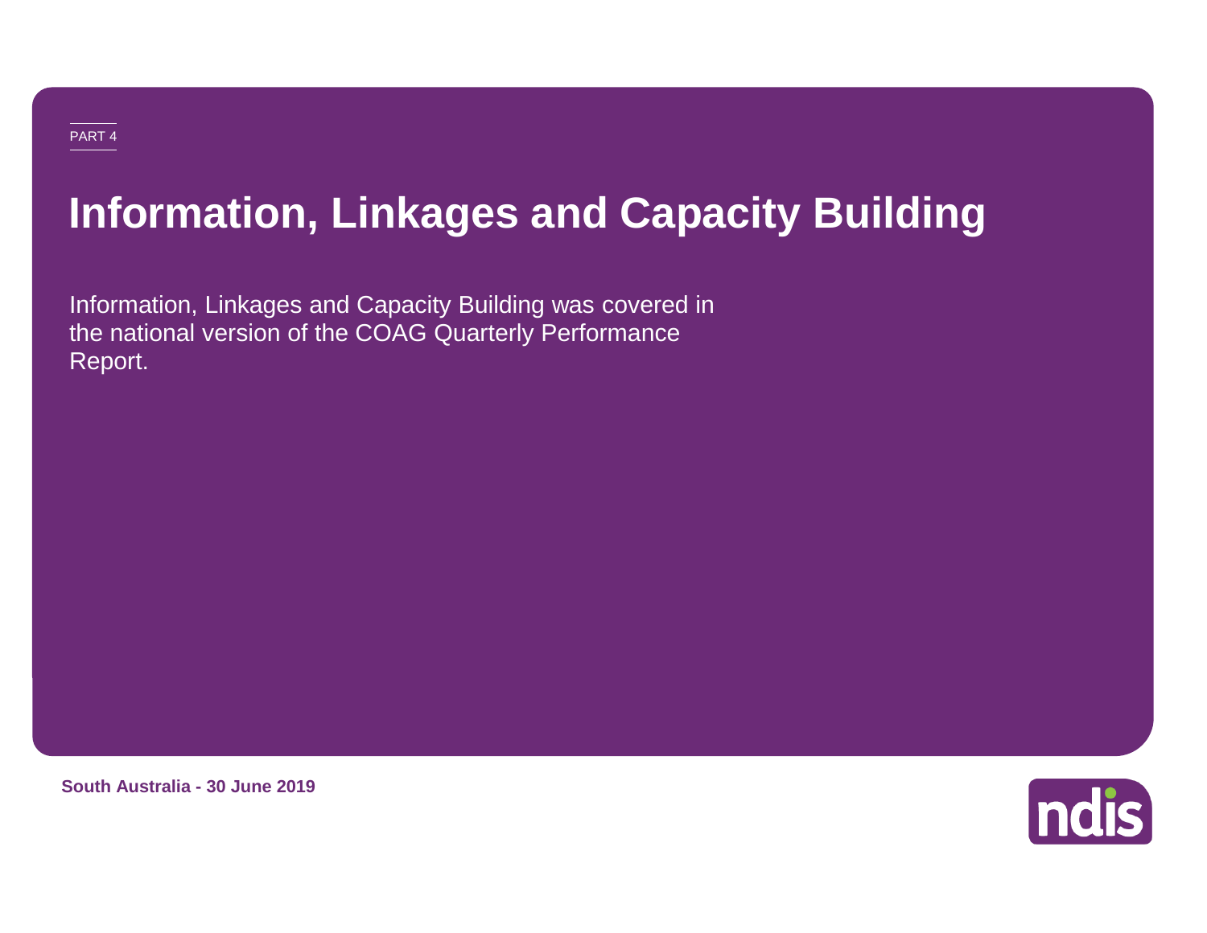PART 4

# Information, Linkages and Capacity Building

Information, Linkages and Capacity Building was covered in the national version of the COAG Quarterly Performance Report.

**South Australia - 30 June 2019**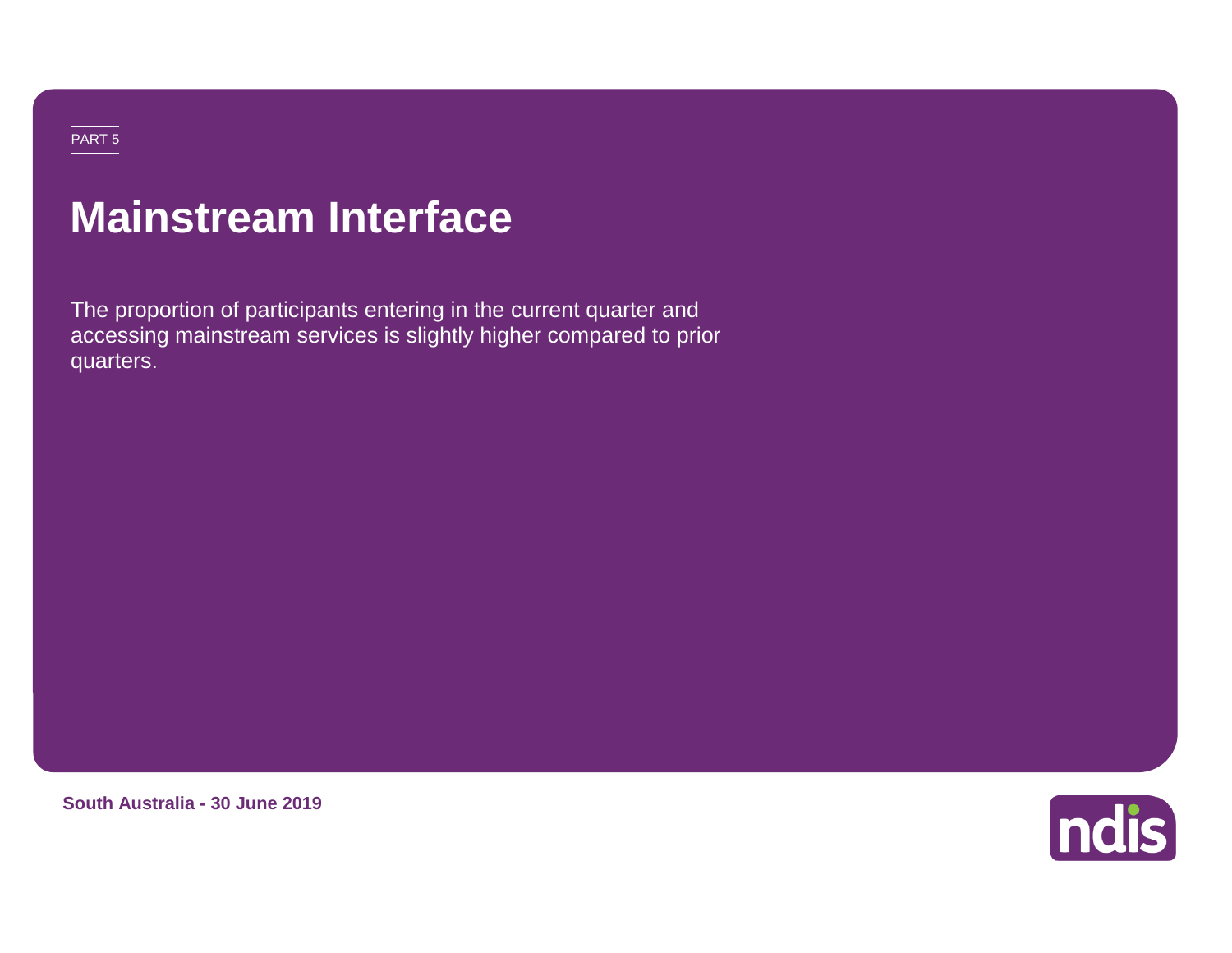PART 5

# Mainstream Interface

The proportion of participants entering in the current quarter and accessing mainstream services is slightly higher compared to prior quarters.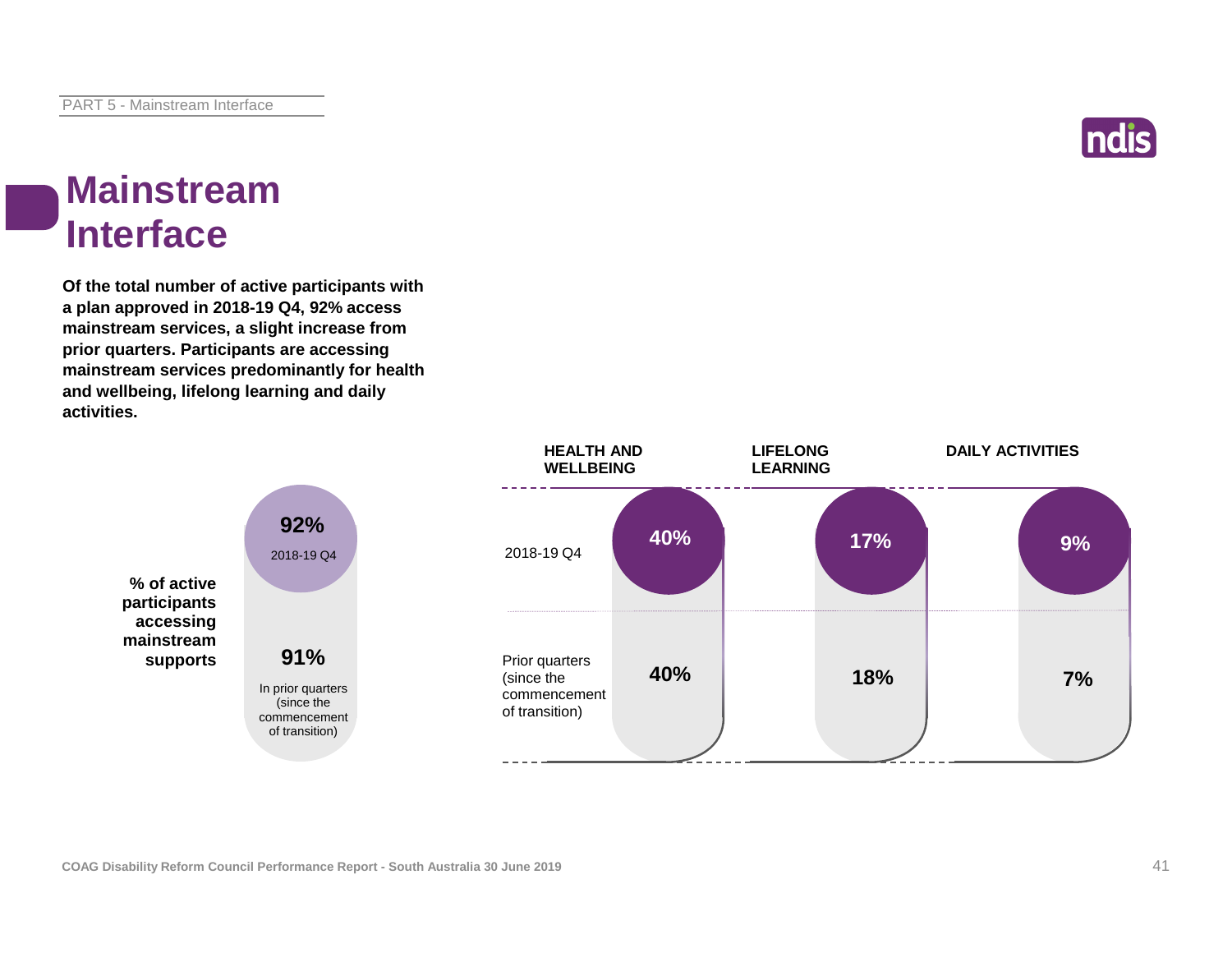# Mainstream Interface

**Of the total number of active participants with a plan approved in 2018-19 Q4, 92% access mainstream services, a slight increase from prior quarters. Participants are accessing mainstream services predominantly for health and wellbeing, lifelong learning and daily activities.**

**% of active participants accessing mainstream supports**

| | % |
|---|---|
| 2018-19 Q4 | 92% |
| In prior quarters (since the commencement of transition) | 91% |

| | HEALTH AND WELLBEING | LIFELONG LEARNING | DAILY ACTIVITIES |
|---|---|---|---|
| 2018-19 Q4 | 40% | 17% | 9% |
| Prior quarters (since the commencement of transition) | 40% | 18% | 7% |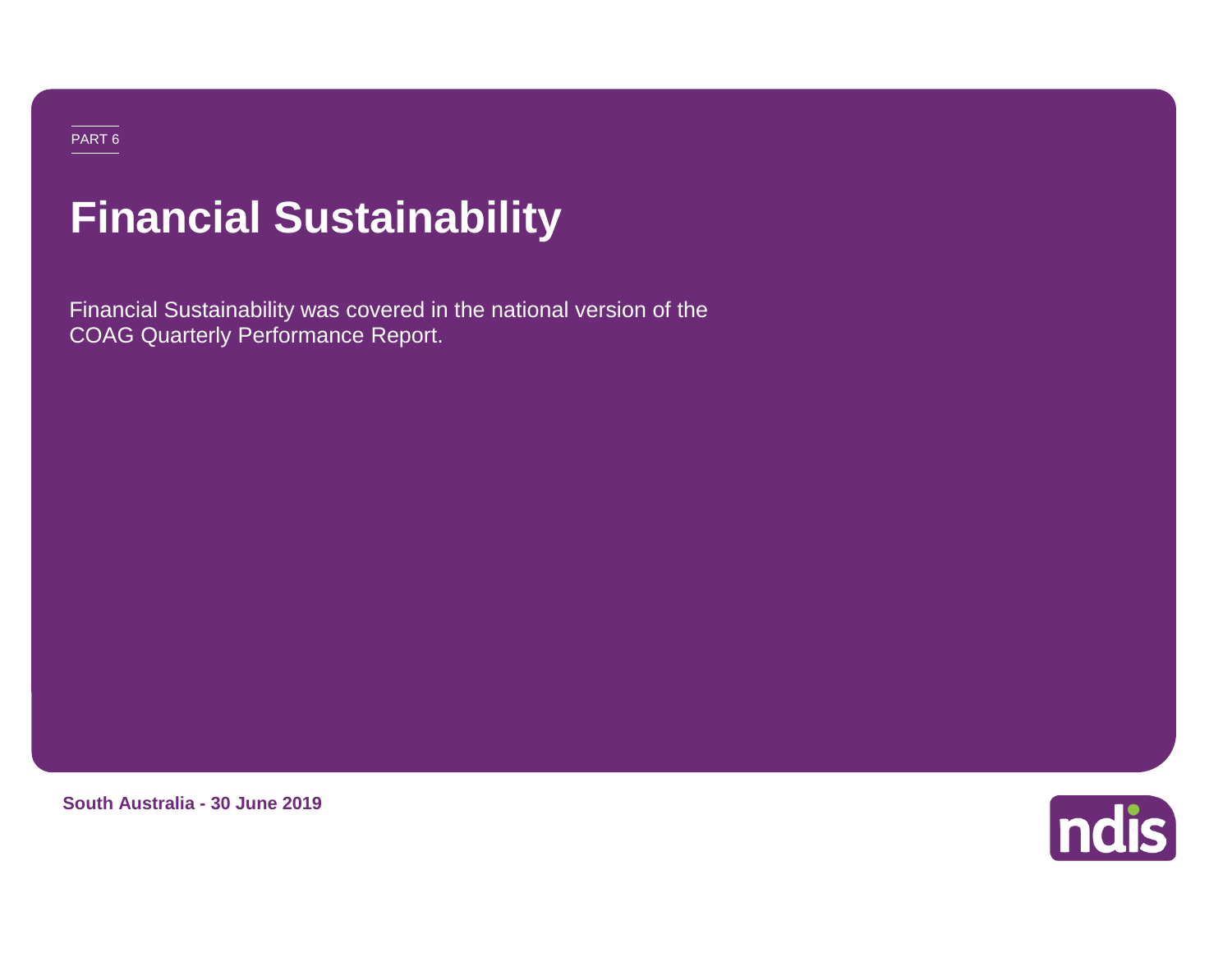PART 6

# Financial Sustainability

Financial Sustainability was covered in the national version of the COAG Quarterly Performance Report.